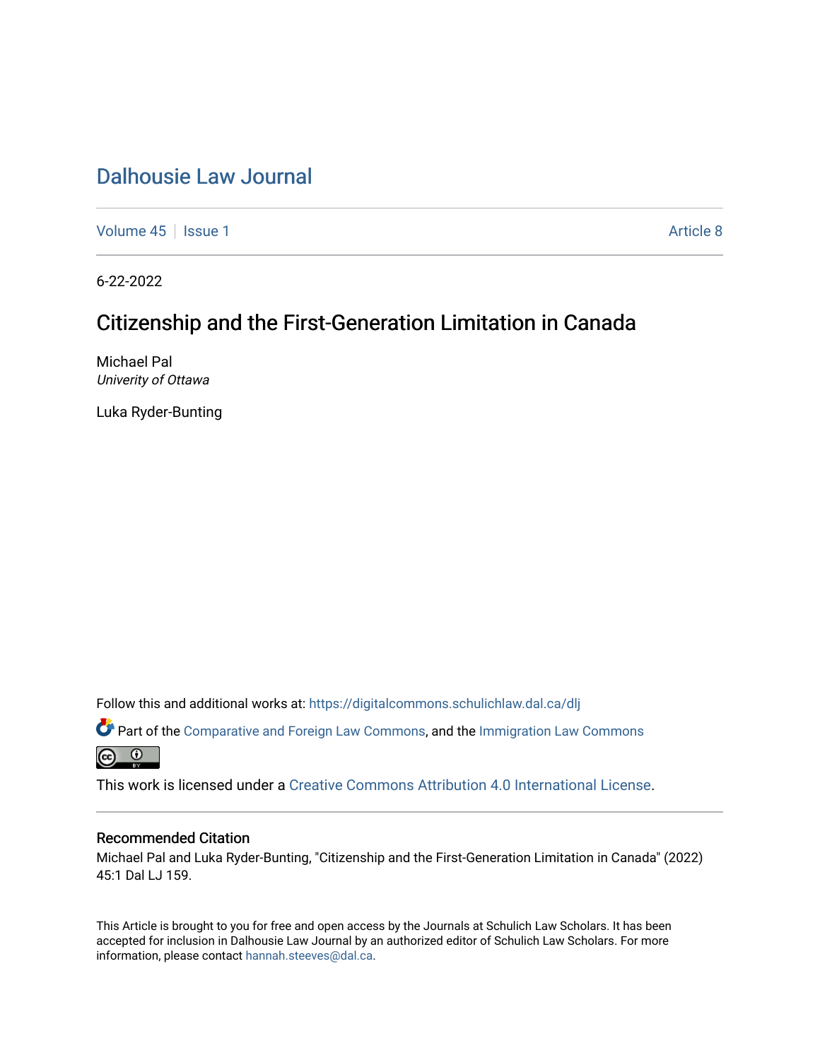# Dalhousie Law Journal

Volume 45 | Issue 1 | Article 8

6-22-2022

## Citizenship and the First-Generation Limitation in Canada

Michael Pal
*Univerity of Ottawa*

Luka Ryder-Bunting

Follow this and additional works at: https://digitalcommons.schulichlaw.dal.ca/dlj

Part of the Comparative and Foreign Law Commons, and the Immigration Law Commons

This work is licensed under a Creative Commons Attribution 4.0 International License.

### Recommended Citation

Michael Pal and Luka Ryder-Bunting, "Citizenship and the First-Generation Limitation in Canada" (2022) 45:1 Dal LJ 159.

This Article is brought to you for free and open access by the Journals at Schulich Law Scholars. It has been accepted for inclusion in Dalhousie Law Journal by an authorized editor of Schulich Law Scholars. For more information, please contact hannah.steeves@dal.ca.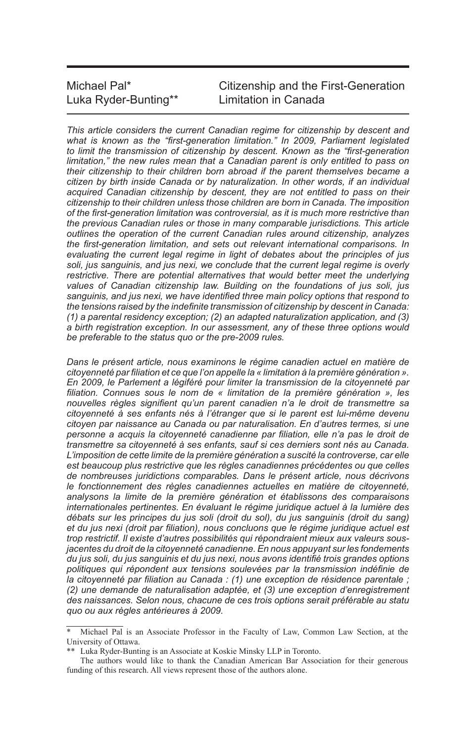Michael Pal*
Luka Ryder-Bunting**

# Citizenship and the First-Generation Limitation in Canada

*This article considers the current Canadian regime for citizenship by descent and what is known as the "first-generation limitation." In 2009, Parliament legislated to limit the transmission of citizenship by descent. Known as the "first-generation limitation," the new rules mean that a Canadian parent is only entitled to pass on their citizenship to their children born abroad if the parent themselves became a citizen by birth inside Canada or by naturalization. In other words, if an individual acquired Canadian citizenship by descent, they are not entitled to pass on their citizenship to their children unless those children are born in Canada. The imposition of the first-generation limitation was controversial, as it is much more restrictive than the previous Canadian rules or those in many comparable jurisdictions. This article outlines the operation of the current Canadian rules around citizenship, analyzes the first-generation limitation, and sets out relevant international comparisons. In evaluating the current legal regime in light of debates about the principles of jus soli, jus sanguinis, and jus nexi, we conclude that the current legal regime is overly restrictive. There are potential alternatives that would better meet the underlying values of Canadian citizenship law. Building on the foundations of jus soli, jus sanguinis, and jus nexi, we have identified three main policy options that respond to the tensions raised by the indefinite transmission of citizenship by descent in Canada: (1) a parental residency exception; (2) an adapted naturalization application, and (3) a birth registration exception. In our assessment, any of these three options would be preferable to the status quo or the pre-2009 rules.*

*Dans le présent article, nous examinons le régime canadien actuel en matière de citoyenneté par filiation et ce que l'on appelle la « limitation à la première génération ». En 2009, le Parlement a légiféré pour limiter la transmission de la citoyenneté par filiation. Connues sous le nom de « limitation de la première génération », les nouvelles règles signifient qu'un parent canadien n'a le droit de transmettre sa citoyenneté à ses enfants nés à l'étranger que si le parent est lui-même devenu citoyen par naissance au Canada ou par naturalisation. En d'autres termes, si une personne a acquis la citoyenneté canadienne par filiation, elle n'a pas le droit de transmettre sa citoyenneté à ses enfants, sauf si ces derniers sont nés au Canada. L'imposition de cette limite de la première génération a suscité la controverse, car elle est beaucoup plus restrictive que les règles canadiennes précédentes ou que celles de nombreuses juridictions comparables. Dans le présent article, nous décrivons le fonctionnement des règles canadiennes actuelles en matière de citoyenneté, analysons la limite de la première génération et établissons des comparaisons internationales pertinentes. En évaluant le régime juridique actuel à la lumière des débats sur les principes du jus soli (droit du sol), du jus sanguinis (droit du sang) et du jus nexi (droit par filiation), nous concluons que le régime juridique actuel est trop restrictif. Il existe d'autres possibilités qui répondraient mieux aux valeurs sous-jacentes du droit de la citoyenneté canadienne. En nous appuyant sur les fondements du jus soli, du jus sanguinis et du jus nexi, nous avons identifié trois grandes options politiques qui répondent aux tensions soulevées par la transmission indéfinie de la citoyenneté par filiation au Canada : (1) une exception de résidence parentale ; (2) une demande de naturalisation adaptée, et (3) une exception d'enregistrement des naissances. Selon nous, chacune de ces trois options serait préférable au statu quo ou aux règles antérieures à 2009.*

---

\* Michael Pal is an Associate Professor in the Faculty of Law, Common Law Section, at the University of Ottawa.

\*\* Luka Ryder-Bunting is an Associate at Koskie Minsky LLP in Toronto.

The authors would like to thank the Canadian American Bar Association for their generous funding of this research. All views represent those of the authors alone.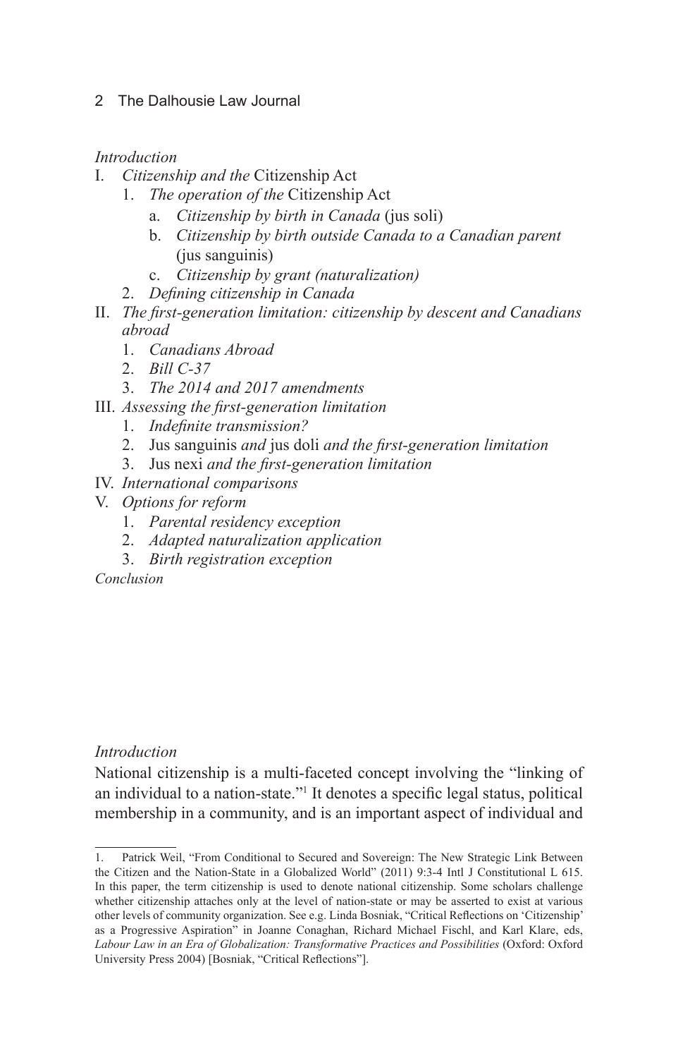*Introduction*

I. *Citizenship and the* Citizenship Act
   1. *The operation of the* Citizenship Act
      a. *Citizenship by birth in Canada* (jus soli)
      b. *Citizenship by birth outside Canada to a Canadian parent* (jus sanguinis)
      c. *Citizenship by grant (naturalization)*
   2. *Defining citizenship in Canada*

II. *The first-generation limitation: citizenship by descent and Canadians abroad*
   1. *Canadians Abroad*
   2. *Bill C-37*
   3. *The 2014 and 2017 amendments*

III. *Assessing the first-generation limitation*
   1. *Indefinite transmission?*
   2. Jus sanguinis *and* jus doli *and the first-generation limitation*
   3. Jus nexi *and the first-generation limitation*

IV. *International comparisons*

V. *Options for reform*
   1. *Parental residency exception*
   2. *Adapted naturalization application*
   3. *Birth registration exception*

*Conclusion*

## *Introduction*

National citizenship is a multi-faceted concept involving the "linking of an individual to a nation-state."[1] It denotes a specific legal status, political membership in a community, and is an important aspect of individual and

---

1. Patrick Weil, "From Conditional to Secured and Sovereign: The New Strategic Link Between the Citizen and the Nation-State in a Globalized World" (2011) 9:3-4 Intl J Constitutional L 615. In this paper, the term citizenship is used to denote national citizenship. Some scholars challenge whether citizenship attaches only at the level of nation-state or may be asserted to exist at various other levels of community organization. See e.g. Linda Bosniak, "Critical Reflections on 'Citizenship' as a Progressive Aspiration" in Joanne Conaghan, Richard Michael Fischl, and Karl Klare, eds, *Labour Law in an Era of Globalization: Transformative Practices and Possibilities* (Oxford: Oxford University Press 2004) [Bosniak, "Critical Reflections"].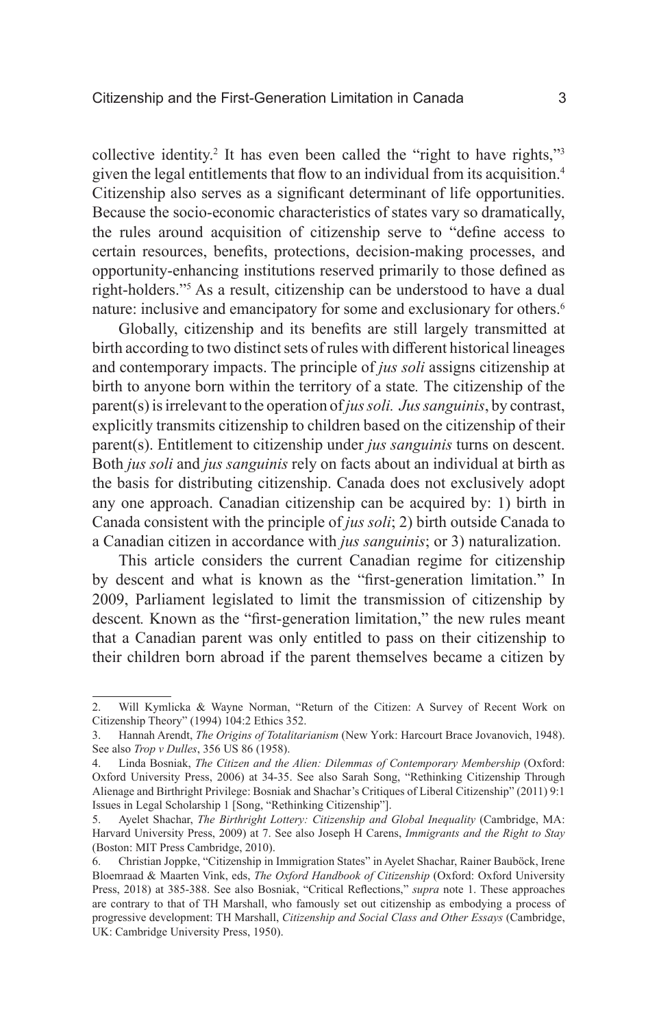collective identity.[2] It has even been called the "right to have rights,"[3] given the legal entitlements that flow to an individual from its acquisition.[4] Citizenship also serves as a significant determinant of life opportunities. Because the socio-economic characteristics of states vary so dramatically, the rules around acquisition of citizenship serve to "define access to certain resources, benefits, protections, decision-making processes, and opportunity-enhancing institutions reserved primarily to those defined as right-holders."[5] As a result, citizenship can be understood to have a dual nature: inclusive and emancipatory for some and exclusionary for others.[6]

Globally, citizenship and its benefits are still largely transmitted at birth according to two distinct sets of rules with different historical lineages and contemporary impacts. The principle of *jus soli* assigns citizenship at birth to anyone born within the territory of a state. The citizenship of the parent(s) is irrelevant to the operation of *jus soli. Jus sanguinis*, by contrast, explicitly transmits citizenship to children based on the citizenship of their parent(s). Entitlement to citizenship under *jus sanguinis* turns on descent. Both *jus soli* and *jus sanguinis* rely on facts about an individual at birth as the basis for distributing citizenship. Canada does not exclusively adopt any one approach. Canadian citizenship can be acquired by: 1) birth in Canada consistent with the principle of *jus soli*; 2) birth outside Canada to a Canadian citizen in accordance with *jus sanguinis*; or 3) naturalization.

This article considers the current Canadian regime for citizenship by descent and what is known as the "first-generation limitation." In 2009, Parliament legislated to limit the transmission of citizenship by descent. Known as the "first-generation limitation," the new rules meant that a Canadian parent was only entitled to pass on their citizenship to their children born abroad if the parent themselves became a citizen by

---

2. Will Kymlicka & Wayne Norman, "Return of the Citizen: A Survey of Recent Work on Citizenship Theory" (1994) 104:2 Ethics 352.

3. Hannah Arendt, *The Origins of Totalitarianism* (New York: Harcourt Brace Jovanovich, 1948). See also *Trop v Dulles*, 356 US 86 (1958).

4. Linda Bosniak, *The Citizen and the Alien: Dilemmas of Contemporary Membership* (Oxford: Oxford University Press, 2006) at 34-35. See also Sarah Song, "Rethinking Citizenship Through Alienage and Birthright Privilege: Bosniak and Shachar's Critiques of Liberal Citizenship" (2011) 9:1 Issues in Legal Scholarship 1 [Song, "Rethinking Citizenship"].

5. Ayelet Shachar, *The Birthright Lottery: Citizenship and Global Inequality* (Cambridge, MA: Harvard University Press, 2009) at 7. See also Joseph H Carens, *Immigrants and the Right to Stay* (Boston: MIT Press Cambridge, 2010).

6. Christian Joppke, "Citizenship in Immigration States" in Ayelet Shachar, Rainer Bauböck, Irene Bloemraad & Maarten Vink, eds, *The Oxford Handbook of Citizenship* (Oxford: Oxford University Press, 2018) at 385-388. See also Bosniak, "Critical Reflections," *supra* note 1. These approaches are contrary to that of TH Marshall, who famously set out citizenship as embodying a process of progressive development: TH Marshall, *Citizenship and Social Class and Other Essays* (Cambridge, UK: Cambridge University Press, 1950).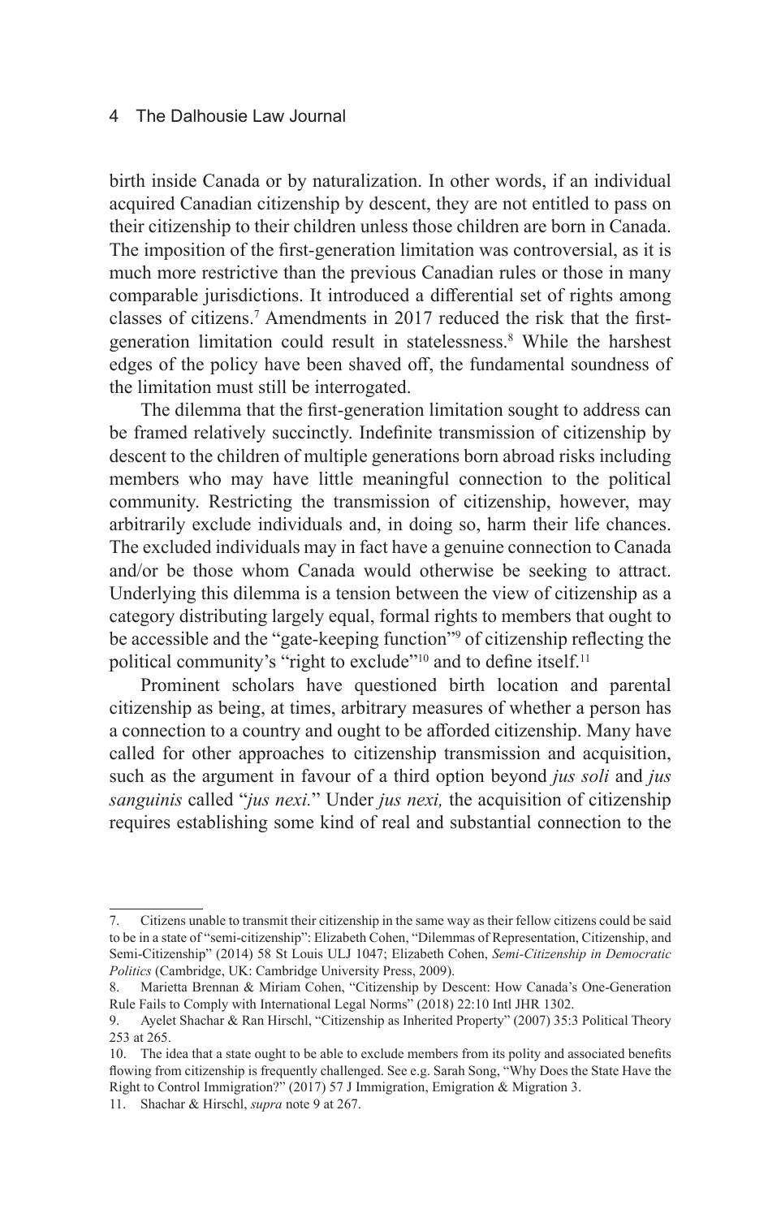birth inside Canada or by naturalization. In other words, if an individual acquired Canadian citizenship by descent, they are not entitled to pass on their citizenship to their children unless those children are born in Canada. The imposition of the first-generation limitation was controversial, as it is much more restrictive than the previous Canadian rules or those in many comparable jurisdictions. It introduced a differential set of rights among classes of citizens.[7] Amendments in 2017 reduced the risk that the first-generation limitation could result in statelessness.[8] While the harshest edges of the policy have been shaved off, the fundamental soundness of the limitation must still be interrogated.

The dilemma that the first-generation limitation sought to address can be framed relatively succinctly. Indefinite transmission of citizenship by descent to the children of multiple generations born abroad risks including members who may have little meaningful connection to the political community. Restricting the transmission of citizenship, however, may arbitrarily exclude individuals and, in doing so, harm their life chances. The excluded individuals may in fact have a genuine connection to Canada and/or be those whom Canada would otherwise be seeking to attract. Underlying this dilemma is a tension between the view of citizenship as a category distributing largely equal, formal rights to members that ought to be accessible and the "gate-keeping function"[9] of citizenship reflecting the political community's "right to exclude"[10] and to define itself.[11]

Prominent scholars have questioned birth location and parental citizenship as being, at times, arbitrary measures of whether a person has a connection to a country and ought to be afforded citizenship. Many have called for other approaches to citizenship transmission and acquisition, such as the argument in favour of a third option beyond *jus soli* and *jus sanguinis* called "*jus nexi.*" Under *jus nexi,* the acquisition of citizenship requires establishing some kind of real and substantial connection to the

---

7. Citizens unable to transmit their citizenship in the same way as their fellow citizens could be said to be in a state of "semi-citizenship": Elizabeth Cohen, "Dilemmas of Representation, Citizenship, and Semi-Citizenship" (2014) 58 St Louis ULJ 1047; Elizabeth Cohen, *Semi-Citizenship in Democratic Politics* (Cambridge, UK: Cambridge University Press, 2009).

8. Marietta Brennan & Miriam Cohen, "Citizenship by Descent: How Canada's One-Generation Rule Fails to Comply with International Legal Norms" (2018) 22:10 Intl JHR 1302.

9. Ayelet Shachar & Ran Hirschl, "Citizenship as Inherited Property" (2007) 35:3 Political Theory 253 at 265.

10. The idea that a state ought to be able to exclude members from its polity and associated benefits flowing from citizenship is frequently challenged. See e.g. Sarah Song, "Why Does the State Have the Right to Control Immigration?" (2017) 57 J Immigration, Emigration & Migration 3.

11. Shachar & Hirschl, *supra* note 9 at 267.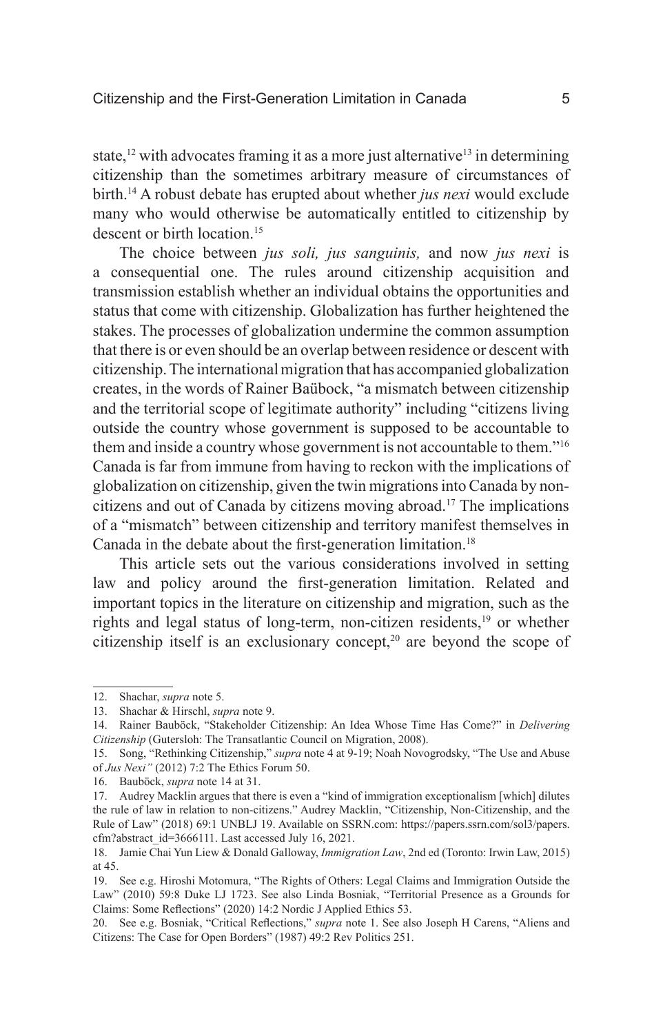state,[12] with advocates framing it as a more just alternative[13] in determining citizenship than the sometimes arbitrary measure of circumstances of birth.[14] A robust debate has erupted about whether *jus nexi* would exclude many who would otherwise be automatically entitled to citizenship by descent or birth location.[15]

The choice between *jus soli, jus sanguinis,* and now *jus nexi* is a consequential one. The rules around citizenship acquisition and transmission establish whether an individual obtains the opportunities and status that come with citizenship. Globalization has further heightened the stakes. The processes of globalization undermine the common assumption that there is or even should be an overlap between residence or descent with citizenship. The international migration that has accompanied globalization creates, in the words of Rainer Baübock, "a mismatch between citizenship and the territorial scope of legitimate authority" including "citizens living outside the country whose government is supposed to be accountable to them and inside a country whose government is not accountable to them."[16] Canada is far from immune from having to reckon with the implications of globalization on citizenship, given the twin migrations into Canada by non-citizens and out of Canada by citizens moving abroad.[17] The implications of a "mismatch" between citizenship and territory manifest themselves in Canada in the debate about the first-generation limitation.[18]

This article sets out the various considerations involved in setting law and policy around the first-generation limitation. Related and important topics in the literature on citizenship and migration, such as the rights and legal status of long-term, non-citizen residents,[19] or whether citizenship itself is an exclusionary concept,[20] are beyond the scope of

---

12. Shachar, *supra* note 5.
13. Shachar & Hirschl, *supra* note 9.
14. Rainer Bauböck, "Stakeholder Citizenship: An Idea Whose Time Has Come?" in *Delivering Citizenship* (Gutersloh: The Transatlantic Council on Migration, 2008).
15. Song, "Rethinking Citizenship," *supra* note 4 at 9-19; Noah Novogrodsky, "The Use and Abuse of *Jus Nexi"* (2012) 7:2 The Ethics Forum 50.
16. Bauböck, *supra* note 14 at 31.
17. Audrey Macklin argues that there is even a "kind of immigration exceptionalism [which] dilutes the rule of law in relation to non-citizens." Audrey Macklin, "Citizenship, Non-Citizenship, and the Rule of Law" (2018) 69:1 UNBLJ 19. Available on SSRN.com: https://papers.ssrn.com/sol3/papers.cfm?abstract_id=3666111. Last accessed July 16, 2021.
18. Jamie Chai Yun Liew & Donald Galloway, *Immigration Law*, 2nd ed (Toronto: Irwin Law, 2015) at 45.
19. See e.g. Hiroshi Motomura, "The Rights of Others: Legal Claims and Immigration Outside the Law" (2010) 59:8 Duke LJ 1723. See also Linda Bosniak, "Territorial Presence as a Grounds for Claims: Some Reflections" (2020) 14:2 Nordic J Applied Ethics 53.
20. See e.g. Bosniak, "Critical Reflections," *supra* note 1. See also Joseph H Carens, "Aliens and Citizens: The Case for Open Borders" (1987) 49:2 Rev Politics 251.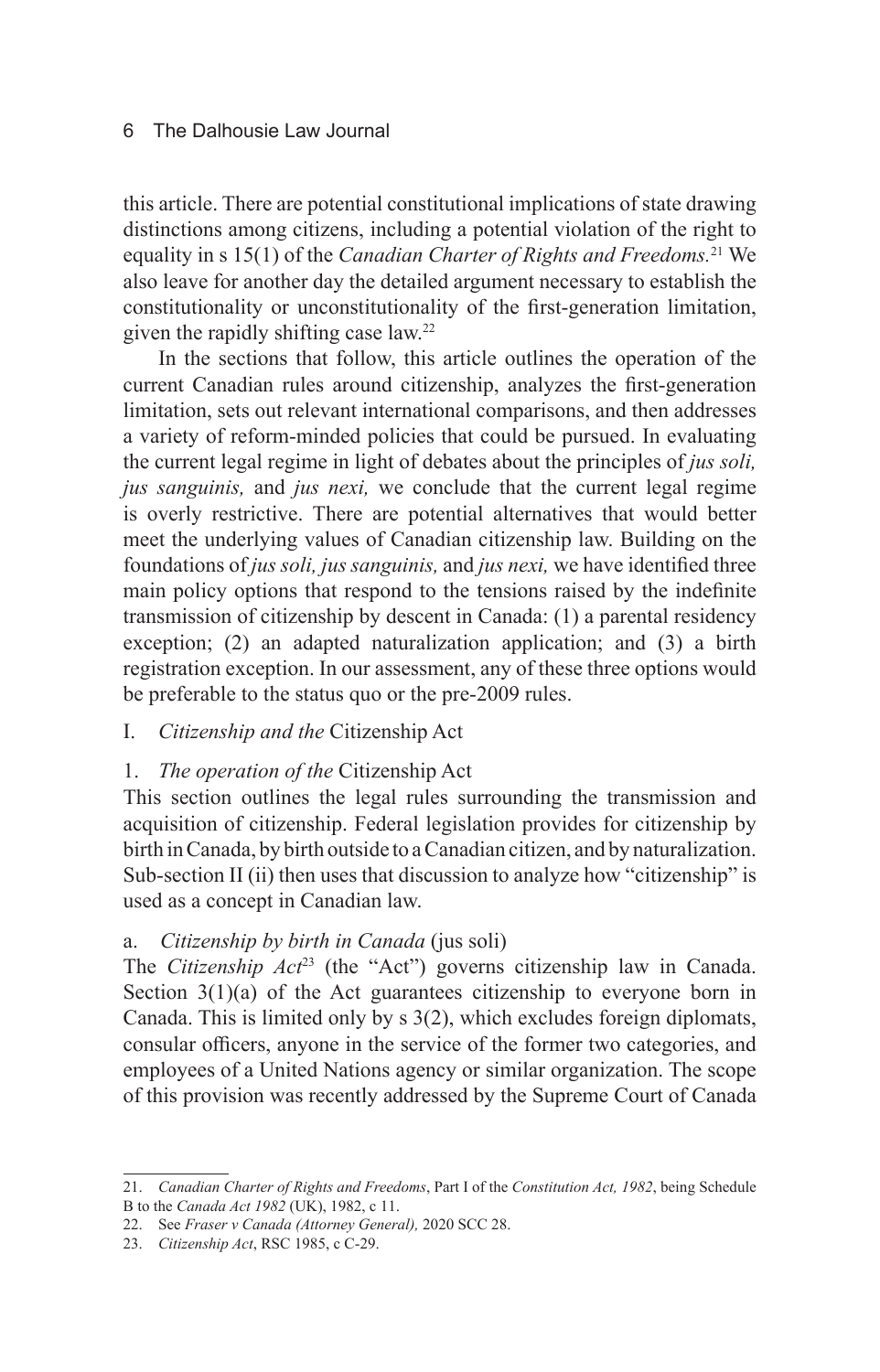this article. There are potential constitutional implications of state drawing distinctions among citizens, including a potential violation of the right to equality in s 15(1) of the *Canadian Charter of Rights and Freedoms*.[21] We also leave for another day the detailed argument necessary to establish the constitutionality or unconstitutionality of the first-generation limitation, given the rapidly shifting case law.[22]

In the sections that follow, this article outlines the operation of the current Canadian rules around citizenship, analyzes the first-generation limitation, sets out relevant international comparisons, and then addresses a variety of reform-minded policies that could be pursued. In evaluating the current legal regime in light of debates about the principles of *jus soli, jus sanguinis,* and *jus nexi,* we conclude that the current legal regime is overly restrictive. There are potential alternatives that would better meet the underlying values of Canadian citizenship law. Building on the foundations of *jus soli, jus sanguinis,* and *jus nexi,* we have identified three main policy options that respond to the tensions raised by the indefinite transmission of citizenship by descent in Canada: (1) a parental residency exception; (2) an adapted naturalization application; and (3) a birth registration exception. In our assessment, any of these three options would be preferable to the status quo or the pre-2009 rules.

## I. *Citizenship and the* Citizenship Act

### 1. *The operation of the* Citizenship Act

This section outlines the legal rules surrounding the transmission and acquisition of citizenship. Federal legislation provides for citizenship by birth in Canada, by birth outside to a Canadian citizen, and by naturalization. Sub-section II (ii) then uses that discussion to analyze how "citizenship" is used as a concept in Canadian law.

#### a. *Citizenship by birth in Canada* (jus soli)

The *Citizenship Act*[23] (the "Act") governs citizenship law in Canada. Section 3(1)(a) of the Act guarantees citizenship to everyone born in Canada. This is limited only by s 3(2), which excludes foreign diplomats, consular officers, anyone in the service of the former two categories, and employees of a United Nations agency or similar organization. The scope of this provision was recently addressed by the Supreme Court of Canada

---

21. *Canadian Charter of Rights and Freedoms*, Part I of the *Constitution Act, 1982*, being Schedule B to the *Canada Act 1982* (UK), 1982, c 11.

22. See *Fraser v Canada (Attorney General),* 2020 SCC 28.

23. *Citizenship Act*, RSC 1985, c C-29.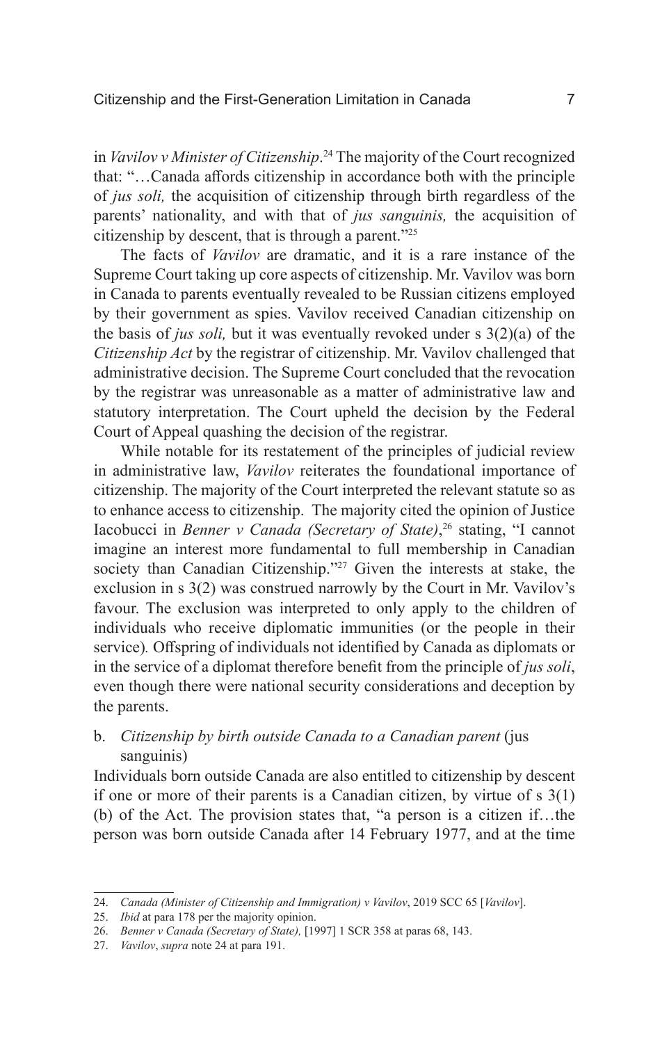in *Vavilov v Minister of Citizenship*.[24] The majority of the Court recognized that: "…Canada affords citizenship in accordance both with the principle of *jus soli,* the acquisition of citizenship through birth regardless of the parents' nationality, and with that of *jus sanguinis,* the acquisition of citizenship by descent, that is through a parent."[25]

The facts of *Vavilov* are dramatic, and it is a rare instance of the Supreme Court taking up core aspects of citizenship. Mr. Vavilov was born in Canada to parents eventually revealed to be Russian citizens employed by their government as spies. Vavilov received Canadian citizenship on the basis of *jus soli,* but it was eventually revoked under s 3(2)(a) of the *Citizenship Act* by the registrar of citizenship. Mr. Vavilov challenged that administrative decision. The Supreme Court concluded that the revocation by the registrar was unreasonable as a matter of administrative law and statutory interpretation. The Court upheld the decision by the Federal Court of Appeal quashing the decision of the registrar.

While notable for its restatement of the principles of judicial review in administrative law, *Vavilov* reiterates the foundational importance of citizenship. The majority of the Court interpreted the relevant statute so as to enhance access to citizenship. The majority cited the opinion of Justice Iacobucci in *Benner v Canada (Secretary of State)*,[26] stating, "I cannot imagine an interest more fundamental to full membership in Canadian society than Canadian Citizenship."[27] Given the interests at stake, the exclusion in s 3(2) was construed narrowly by the Court in Mr. Vavilov's favour. The exclusion was interpreted to only apply to the children of individuals who receive diplomatic immunities (or the people in their service). Offspring of individuals not identified by Canada as diplomats or in the service of a diplomat therefore benefit from the principle of *jus soli*, even though there were national security considerations and deception by the parents.

b. *Citizenship by birth outside Canada to a Canadian parent* (jus sanguinis)

Individuals born outside Canada are also entitled to citizenship by descent if one or more of their parents is a Canadian citizen, by virtue of s 3(1)(b) of the Act. The provision states that, "a person is a citizen if…the person was born outside Canada after 14 February 1977, and at the time

---

24. *Canada (Minister of Citizenship and Immigration) v Vavilov*, 2019 SCC 65 [*Vavilov*].

25. *Ibid* at para 178 per the majority opinion.

26. *Benner v Canada (Secretary of State),* [1997] 1 SCR 358 at paras 68, 143.

27. *Vavilov*, *supra* note 24 at para 191.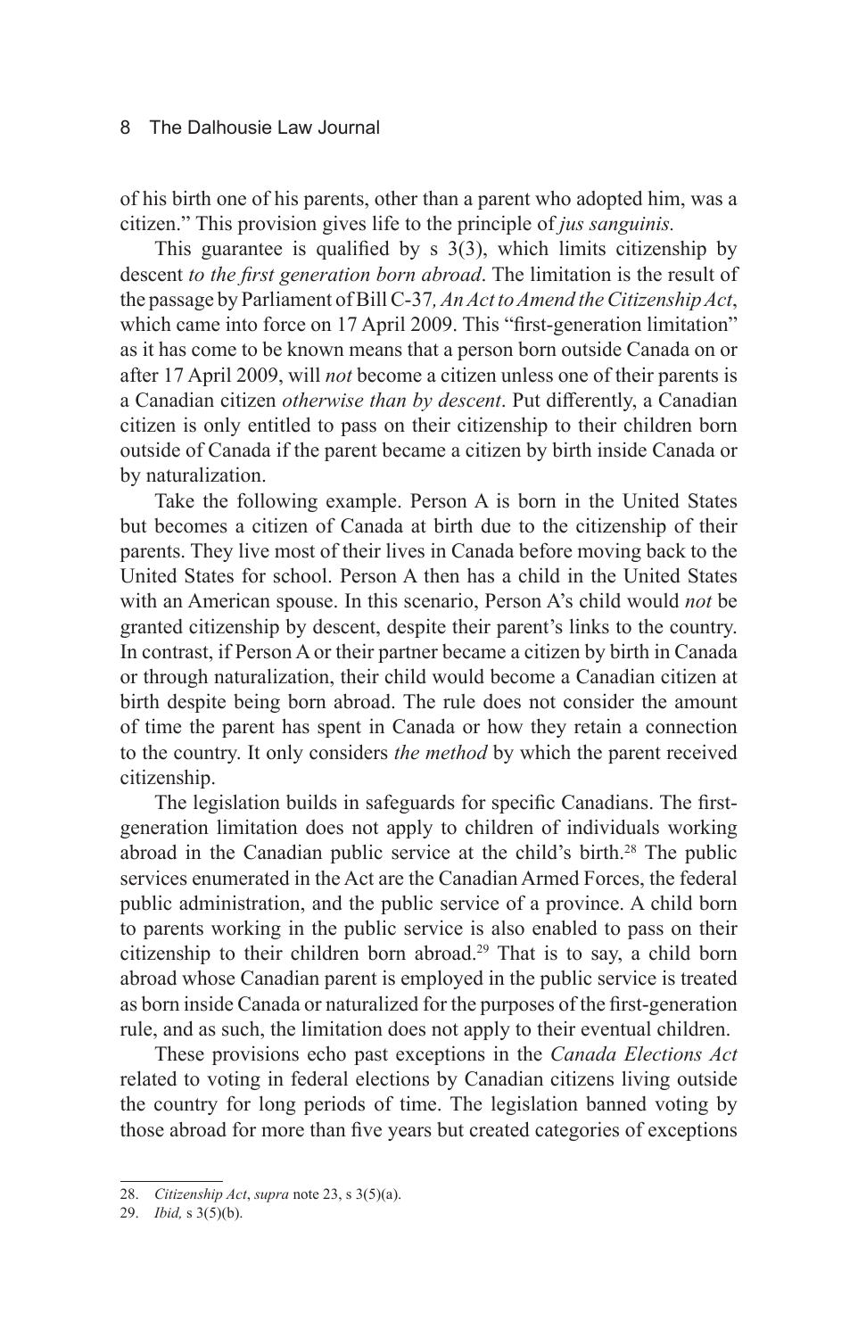of his birth one of his parents, other than a parent who adopted him, was a citizen." This provision gives life to the principle of *jus sanguinis.*

This guarantee is qualified by s 3(3), which limits citizenship by descent *to the first generation born abroad*. The limitation is the result of the passage by Parliament of Bill C-37*, An Act to Amend the Citizenship Act*, which came into force on 17 April 2009. This "first-generation limitation" as it has come to be known means that a person born outside Canada on or after 17 April 2009, will *not* become a citizen unless one of their parents is a Canadian citizen *otherwise than by descent*. Put differently, a Canadian citizen is only entitled to pass on their citizenship to their children born outside of Canada if the parent became a citizen by birth inside Canada or by naturalization.

Take the following example. Person A is born in the United States but becomes a citizen of Canada at birth due to the citizenship of their parents. They live most of their lives in Canada before moving back to the United States for school. Person A then has a child in the United States with an American spouse. In this scenario, Person A's child would *not* be granted citizenship by descent, despite their parent's links to the country. In contrast, if Person A or their partner became a citizen by birth in Canada or through naturalization, their child would become a Canadian citizen at birth despite being born abroad. The rule does not consider the amount of time the parent has spent in Canada or how they retain a connection to the country. It only considers *the method* by which the parent received citizenship.

The legislation builds in safeguards for specific Canadians. The first-generation limitation does not apply to children of individuals working abroad in the Canadian public service at the child's birth.[28] The public services enumerated in the Act are the Canadian Armed Forces, the federal public administration, and the public service of a province. A child born to parents working in the public service is also enabled to pass on their citizenship to their children born abroad.[29] That is to say, a child born abroad whose Canadian parent is employed in the public service is treated as born inside Canada or naturalized for the purposes of the first-generation rule, and as such, the limitation does not apply to their eventual children.

These provisions echo past exceptions in the *Canada Elections Act* related to voting in federal elections by Canadian citizens living outside the country for long periods of time. The legislation banned voting by those abroad for more than five years but created categories of exceptions

---

28. *Citizenship Act*, *supra* note 23, s 3(5)(a).

29. *Ibid,* s 3(5)(b).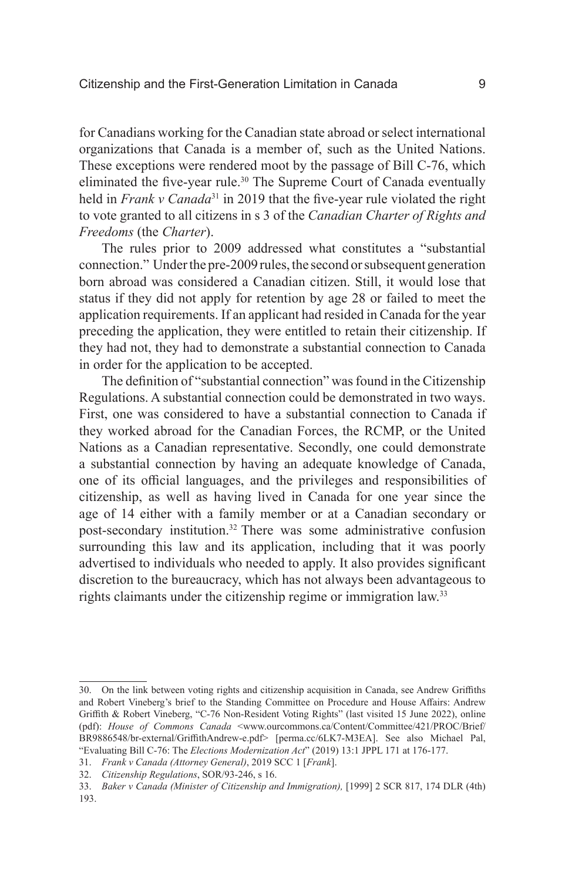for Canadians working for the Canadian state abroad or select international organizations that Canada is a member of, such as the United Nations. These exceptions were rendered moot by the passage of Bill C-76, which eliminated the five-year rule.[30] The Supreme Court of Canada eventually held in *Frank v Canada*[31] in 2019 that the five-year rule violated the right to vote granted to all citizens in s 3 of the *Canadian Charter of Rights and Freedoms* (the *Charter*).

The rules prior to 2009 addressed what constitutes a "substantial connection." Under the pre-2009 rules, the second or subsequent generation born abroad was considered a Canadian citizen. Still, it would lose that status if they did not apply for retention by age 28 or failed to meet the application requirements. If an applicant had resided in Canada for the year preceding the application, they were entitled to retain their citizenship. If they had not, they had to demonstrate a substantial connection to Canada in order for the application to be accepted.

The definition of "substantial connection" was found in the Citizenship Regulations. A substantial connection could be demonstrated in two ways. First, one was considered to have a substantial connection to Canada if they worked abroad for the Canadian Forces, the RCMP, or the United Nations as a Canadian representative. Secondly, one could demonstrate a substantial connection by having an adequate knowledge of Canada, one of its official languages, and the privileges and responsibilities of citizenship, as well as having lived in Canada for one year since the age of 14 either with a family member or at a Canadian secondary or post-secondary institution.[32] There was some administrative confusion surrounding this law and its application, including that it was poorly advertised to individuals who needed to apply. It also provides significant discretion to the bureaucracy, which has not always been advantageous to rights claimants under the citizenship regime or immigration law.[33]

---

30. On the link between voting rights and citizenship acquisition in Canada, see Andrew Griffiths and Robert Vineberg's brief to the Standing Committee on Procedure and House Affairs: Andrew Griffith & Robert Vineberg, "C-76 Non-Resident Voting Rights" (last visited 15 June 2022), online (pdf): *House of Commons Canada* <www.ourcommons.ca/Content/Committee/421/PROC/Brief/BR9886548/br-external/GriffithAndrew-e.pdf> [perma.cc/6LK7-M3EA]. See also Michael Pal, "Evaluating Bill C-76: The *Elections Modernization Act*" (2019) 13:1 JPPL 171 at 176-177.

31. *Frank v Canada (Attorney General)*, 2019 SCC 1 [*Frank*].

32. *Citizenship Regulations*, SOR/93-246, s 16.

33. *Baker v Canada (Minister of Citizenship and Immigration),* [1999] 2 SCR 817, 174 DLR (4th) 193.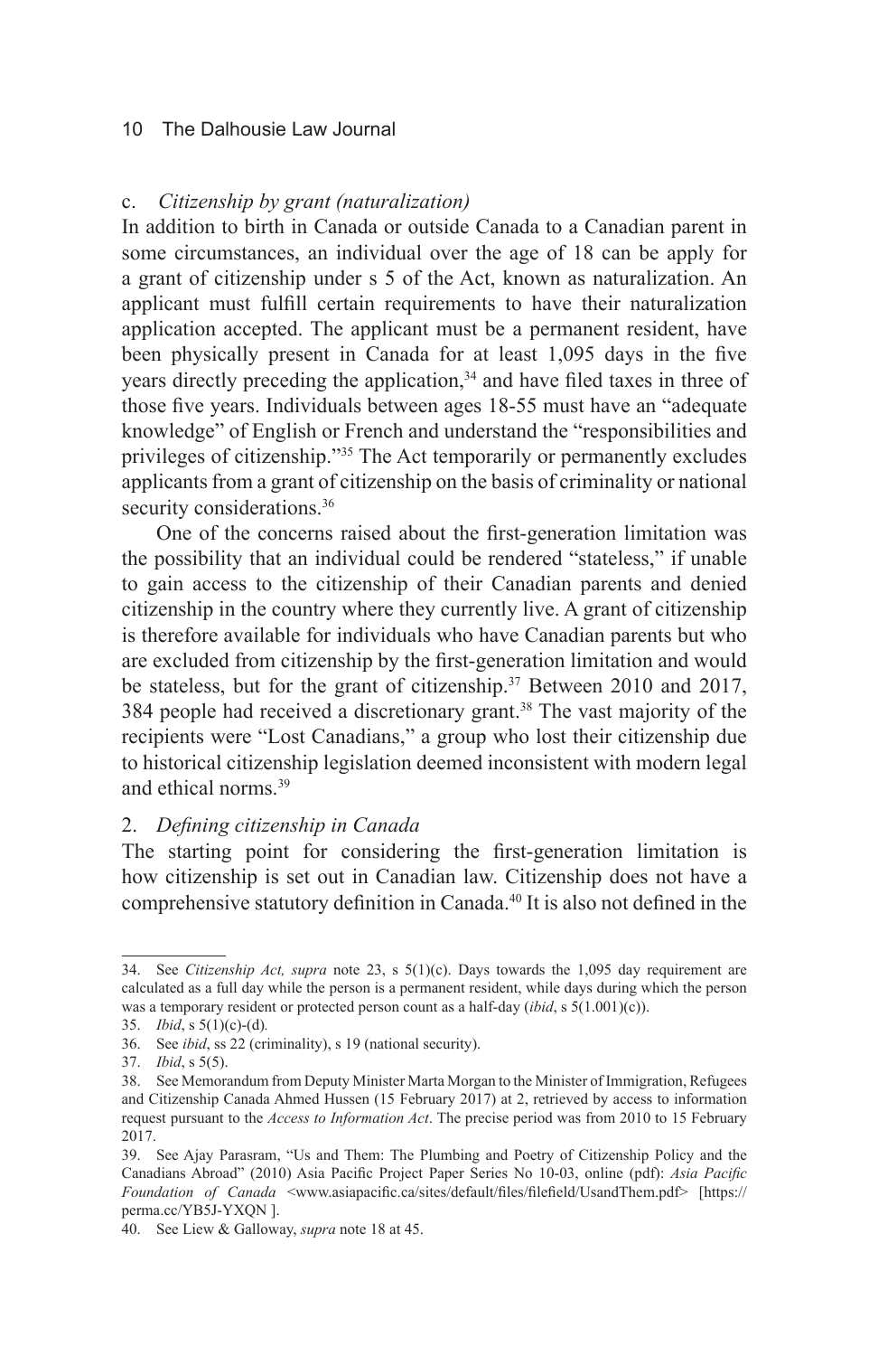### c. *Citizenship by grant (naturalization)*

In addition to birth in Canada or outside Canada to a Canadian parent in some circumstances, an individual over the age of 18 can be apply for a grant of citizenship under s 5 of the Act, known as naturalization. An applicant must fulfill certain requirements to have their naturalization application accepted. The applicant must be a permanent resident, have been physically present in Canada for at least 1,095 days in the five years directly preceding the application,[34] and have filed taxes in three of those five years. Individuals between ages 18-55 must have an "adequate knowledge" of English or French and understand the "responsibilities and privileges of citizenship."[35] The Act temporarily or permanently excludes applicants from a grant of citizenship on the basis of criminality or national security considerations.[36]

One of the concerns raised about the first-generation limitation was the possibility that an individual could be rendered "stateless," if unable to gain access to the citizenship of their Canadian parents and denied citizenship in the country where they currently live. A grant of citizenship is therefore available for individuals who have Canadian parents but who are excluded from citizenship by the first-generation limitation and would be stateless, but for the grant of citizenship.[37] Between 2010 and 2017, 384 people had received a discretionary grant.[38] The vast majority of the recipients were "Lost Canadians," a group who lost their citizenship due to historical citizenship legislation deemed inconsistent with modern legal and ethical norms.[39]

## 2. *Defining citizenship in Canada*

The starting point for considering the first-generation limitation is how citizenship is set out in Canadian law. Citizenship does not have a comprehensive statutory definition in Canada.[40] It is also not defined in the

---

34. See *Citizenship Act, supra* note 23, s 5(1)(c). Days towards the 1,095 day requirement are calculated as a full day while the person is a permanent resident, while days during which the person was a temporary resident or protected person count as a half-day (*ibid*, s 5(1.001)(c)).

35. *Ibid*, s 5(1)(c)-(d).

36. See *ibid*, ss 22 (criminality), s 19 (national security).

37. *Ibid*, s 5(5).

38. See Memorandum from Deputy Minister Marta Morgan to the Minister of Immigration, Refugees and Citizenship Canada Ahmed Hussen (15 February 2017) at 2, retrieved by access to information request pursuant to the *Access to Information Act*. The precise period was from 2010 to 15 February 2017.

39. See Ajay Parasram, "Us and Them: The Plumbing and Poetry of Citizenship Policy and the Canadians Abroad" (2010) Asia Pacific Project Paper Series No 10-03, online (pdf): *Asia Pacific Foundation of Canada* <www.asiapacific.ca/sites/default/files/filefield/UsandThem.pdf> [https://perma.cc/YB5J-YXQN ].

40. See Liew & Galloway, *supra* note 18 at 45.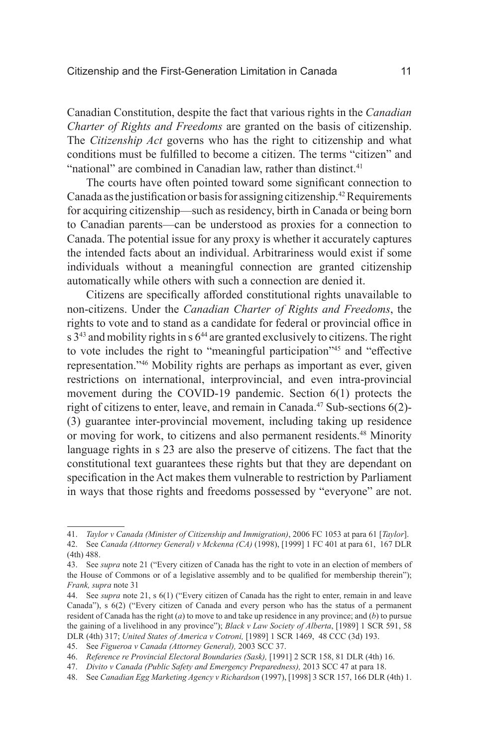Canadian Constitution, despite the fact that various rights in the *Canadian Charter of Rights and Freedoms* are granted on the basis of citizenship. The *Citizenship Act* governs who has the right to citizenship and what conditions must be fulfilled to become a citizen. The terms "citizen" and "national" are combined in Canadian law, rather than distinct.[41]

The courts have often pointed toward some significant connection to Canada as the justification or basis for assigning citizenship.[42] Requirements for acquiring citizenship—such as residency, birth in Canada or being born to Canadian parents—can be understood as proxies for a connection to Canada. The potential issue for any proxy is whether it accurately captures the intended facts about an individual. Arbitrariness would exist if some individuals without a meaningful connection are granted citizenship automatically while others with such a connection are denied it.

Citizens are specifically afforded constitutional rights unavailable to non-citizens. Under the *Canadian Charter of Rights and Freedoms*, the rights to vote and to stand as a candidate for federal or provincial office in s 3[43] and mobility rights in s 6[44] are granted exclusively to citizens. The right to vote includes the right to "meaningful participation"[45] and "effective representation."[46] Mobility rights are perhaps as important as ever, given restrictions on international, interprovincial, and even intra-provincial movement during the COVID-19 pandemic. Section 6(1) protects the right of citizens to enter, leave, and remain in Canada.[47] Sub-sections 6(2)-(3) guarantee inter-provincial movement, including taking up residence or moving for work, to citizens and also permanent residents.[48] Minority language rights in s 23 are also the preserve of citizens. The fact that the constitutional text guarantees these rights but that they are dependant on specification in the Act makes them vulnerable to restriction by Parliament in ways that those rights and freedoms possessed by "everyone" are not.

---

41. *Taylor v Canada (Minister of Citizenship and Immigration)*, 2006 FC 1053 at para 61 [*Taylor*].

42. See *Canada (Attorney General) v Mckenna (CA)* (1998), [1999] 1 FC 401 at para 61, 167 DLR (4th) 488.

43. See *supra* note 21 ("Every citizen of Canada has the right to vote in an election of members of the House of Commons or of a legislative assembly and to be qualified for membership therein"); *Frank, supra* note 31

44. See *supra* note 21, s 6(1) ("Every citizen of Canada has the right to enter, remain in and leave Canada"), s 6(2) ("Every citizen of Canada and every person who has the status of a permanent resident of Canada has the right (*a*) to move to and take up residence in any province; and (*b*) to pursue the gaining of a livelihood in any province"); *Black v Law Society of Alberta*, [1989] 1 SCR 591, 58 DLR (4th) 317; *United States of America v Cotroni,* [1989] 1 SCR 1469, 48 CCC (3d) 193.

45. See *Figueroa v Canada (Attorney General),* 2003 SCC 37.

46. *Reference re Provincial Electoral Boundaries (Sask),* [1991] 2 SCR 158, 81 DLR (4th) 16.

47. *Divito v Canada (Public Safety and Emergency Preparedness),* 2013 SCC 47 at para 18.

48. See *Canadian Egg Marketing Agency v Richardson* (1997), [1998] 3 SCR 157, 166 DLR (4th) 1.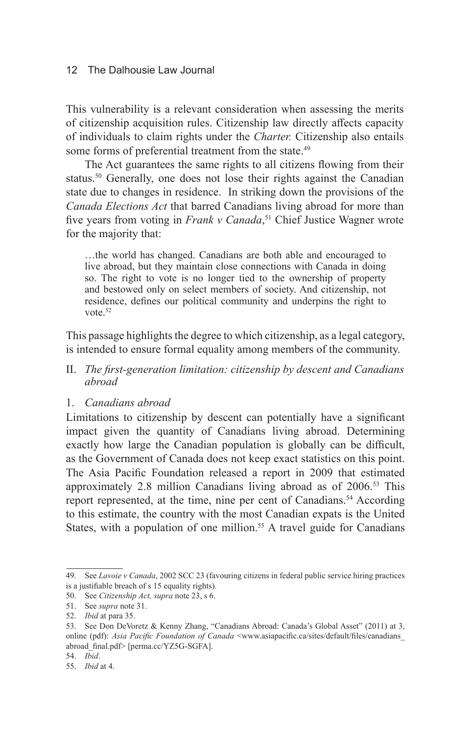This vulnerability is a relevant consideration when assessing the merits of citizenship acquisition rules. Citizenship law directly affects capacity of individuals to claim rights under the *Charter.* Citizenship also entails some forms of preferential treatment from the state.[49]

The Act guarantees the same rights to all citizens flowing from their status.[50] Generally, one does not lose their rights against the Canadian state due to changes in residence. In striking down the provisions of the *Canada Elections Act* that barred Canadians living abroad for more than five years from voting in *Frank v Canada*,[51] Chief Justice Wagner wrote for the majority that:

> …the world has changed. Canadians are both able and encouraged to live abroad, but they maintain close connections with Canada in doing so. The right to vote is no longer tied to the ownership of property and bestowed only on select members of society. And citizenship, not residence, defines our political community and underpins the right to vote.[52]

This passage highlights the degree to which citizenship, as a legal category, is intended to ensure formal equality among members of the community.

## II. *The first-generation limitation: citizenship by descent and Canadians abroad*

### 1. *Canadians abroad*

Limitations to citizenship by descent can potentially have a significant impact given the quantity of Canadians living abroad. Determining exactly how large the Canadian population is globally can be difficult, as the Government of Canada does not keep exact statistics on this point. The Asia Pacific Foundation released a report in 2009 that estimated approximately 2.8 million Canadians living abroad as of 2006.[53] This report represented, at the time, nine per cent of Canadians.[54] According to this estimate, the country with the most Canadian expats is the United States, with a population of one million.[55] A travel guide for Canadians

---

49. See *Lavoie v Canada*, 2002 SCC 23 (favouring citizens in federal public service hiring practices is a justifiable breach of s 15 equality rights).

50. See *Citizenship Act, supra* note 23, s 6.

51. See *supra* note 31.

52. *Ibid* at para 35.

53. See Don DeVoretz & Kenny Zhang, "Canadians Abroad: Canada's Global Asset" (2011) at 3, online (pdf): *Asia Pacific Foundation of Canada* <www.asiapacific.ca/sites/default/files/canadians_abroad_final.pdf> [perma.cc/YZ5G-SGFA].

54. *Ibid*.

55. *Ibid* at 4.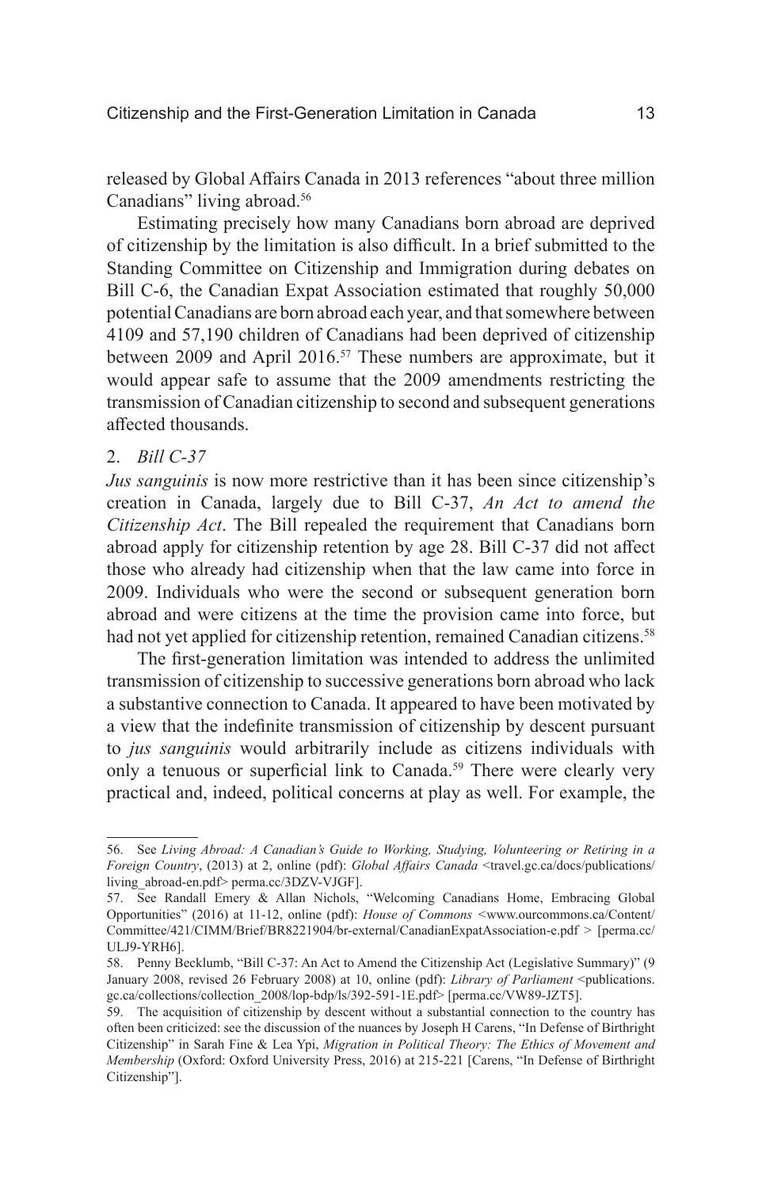released by Global Affairs Canada in 2013 references "about three million Canadians" living abroad.[56]

Estimating precisely how many Canadians born abroad are deprived of citizenship by the limitation is also difficult. In a brief submitted to the Standing Committee on Citizenship and Immigration during debates on Bill C-6, the Canadian Expat Association estimated that roughly 50,000 potential Canadians are born abroad each year, and that somewhere between 4109 and 57,190 children of Canadians had been deprived of citizenship between 2009 and April 2016.[57] These numbers are approximate, but it would appear safe to assume that the 2009 amendments restricting the transmission of Canadian citizenship to second and subsequent generations affected thousands.

### 2. *Bill C-37*

*Jus sanguinis* is now more restrictive than it has been since citizenship's creation in Canada, largely due to Bill C-37, *An Act to amend the Citizenship Act*. The Bill repealed the requirement that Canadians born abroad apply for citizenship retention by age 28. Bill C-37 did not affect those who already had citizenship when that the law came into force in 2009. Individuals who were the second or subsequent generation born abroad and were citizens at the time the provision came into force, but had not yet applied for citizenship retention, remained Canadian citizens.[58]

The first-generation limitation was intended to address the unlimited transmission of citizenship to successive generations born abroad who lack a substantive connection to Canada. It appeared to have been motivated by a view that the indefinite transmission of citizenship by descent pursuant to *jus sanguinis* would arbitrarily include as citizens individuals with only a tenuous or superficial link to Canada.[59] There were clearly very practical and, indeed, political concerns at play as well. For example, the

---

56. See *Living Abroad: A Canadian's Guide to Working, Studying, Volunteering or Retiring in a Foreign Country*, (2013) at 2, online (pdf): *Global Affairs Canada* <travel.gc.ca/docs/publications/living_abroad-en.pdf> perma.cc/3DZV-VJGF].

57. See Randall Emery & Allan Nichols, "Welcoming Canadians Home, Embracing Global Opportunities" (2016) at 11-12, online (pdf): *House of Commons* <www.ourcommons.ca/Content/Committee/421/CIMM/Brief/BR8221904/br-external/CanadianExpatAssociation-e.pdf > [perma.cc/ULJ9-YRH6].

58. Penny Becklumb, "Bill C-37: An Act to Amend the Citizenship Act (Legislative Summary)" (9 January 2008, revised 26 February 2008) at 10, online (pdf): *Library of Parliament* <publications.gc.ca/collections/collection_2008/lop-bdp/ls/392-591-1E.pdf> [perma.cc/VW89-JZT5].

59. The acquisition of citizenship by descent without a substantial connection to the country has often been criticized: see the discussion of the nuances by Joseph H Carens, "In Defense of Birthright Citizenship" in Sarah Fine & Lea Ypi, *Migration in Political Theory: The Ethics of Movement and Membership* (Oxford: Oxford University Press, 2016) at 215-221 [Carens, "In Defense of Birthright Citizenship"].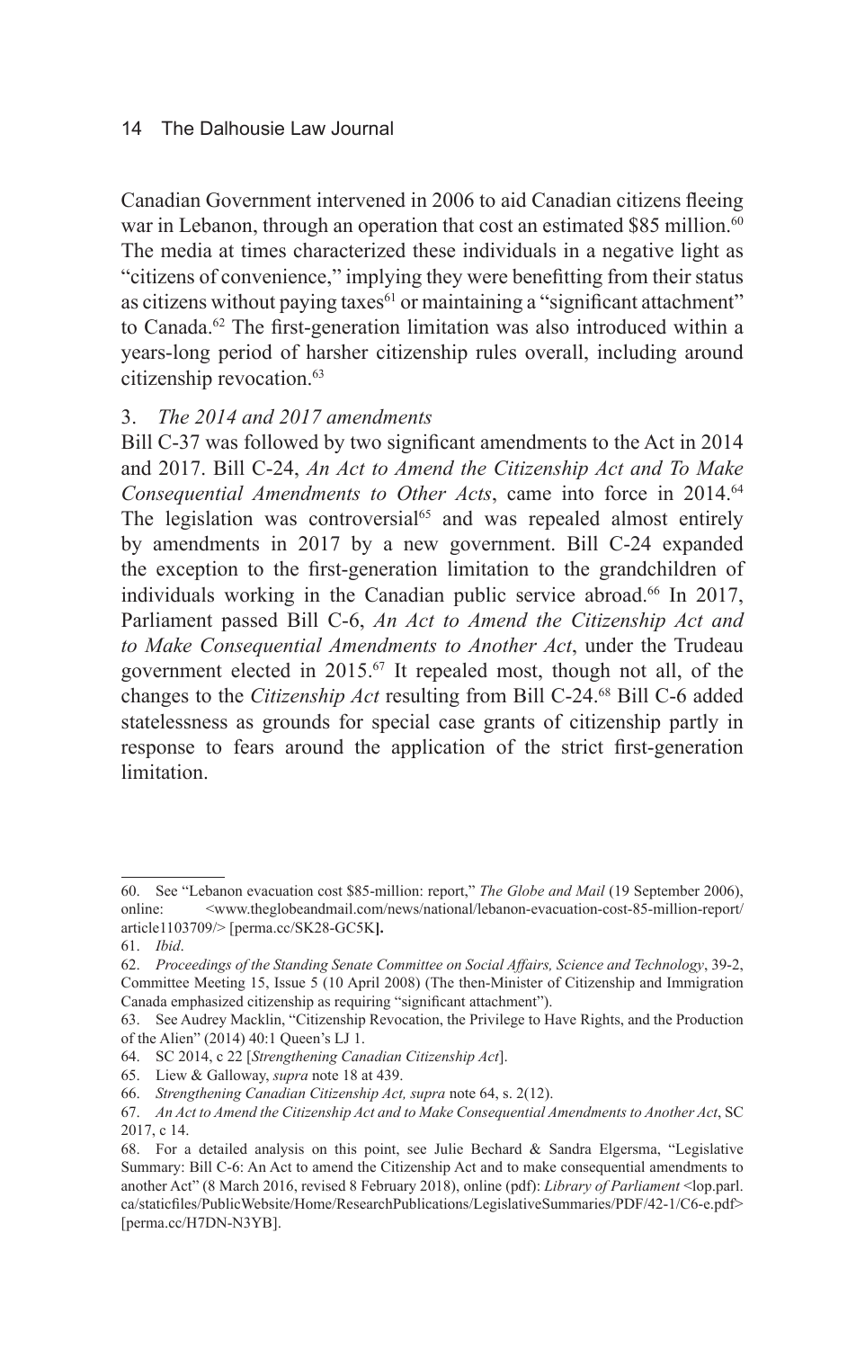Canadian Government intervened in 2006 to aid Canadian citizens fleeing war in Lebanon, through an operation that cost an estimated $85 million.[60] The media at times characterized these individuals in a negative light as "citizens of convenience," implying they were benefitting from their status as citizens without paying taxes[61] or maintaining a "significant attachment" to Canada.[62] The first-generation limitation was also introduced within a years-long period of harsher citizenship rules overall, including around citizenship revocation.[63]

### 3. *The 2014 and 2017 amendments*

Bill C-37 was followed by two significant amendments to the Act in 2014 and 2017. Bill C-24, *An Act to Amend the Citizenship Act and To Make Consequential Amendments to Other Acts*, came into force in 2014.[64] The legislation was controversial[65] and was repealed almost entirely by amendments in 2017 by a new government. Bill C-24 expanded the exception to the first-generation limitation to the grandchildren of individuals working in the Canadian public service abroad.[66] In 2017, Parliament passed Bill C-6, *An Act to Amend the Citizenship Act and to Make Consequential Amendments to Another Act*, under the Trudeau government elected in 2015.[67] It repealed most, though not all, of the changes to the *Citizenship Act* resulting from Bill C-24.[68] Bill C-6 added statelessness as grounds for special case grants of citizenship partly in response to fears around the application of the strict first-generation limitation.

---

60. See "Lebanon evacuation cost $85-million: report," *The Globe and Mail* (19 September 2006), online: <www.theglobeandmail.com/news/national/lebanon-evacuation-cost-85-million-report/article1103709/> [perma.cc/SK28-GC5K].

61. *Ibid*.

62. *Proceedings of the Standing Senate Committee on Social Affairs, Science and Technology*, 39-2, Committee Meeting 15, Issue 5 (10 April 2008) (The then-Minister of Citizenship and Immigration Canada emphasized citizenship as requiring "significant attachment").

63. See Audrey Macklin, "Citizenship Revocation, the Privilege to Have Rights, and the Production of the Alien" (2014) 40:1 Queen's LJ 1.

64. SC 2014, c 22 [*Strengthening Canadian Citizenship Act*].

65. Liew & Galloway, *supra* note 18 at 439.

66. *Strengthening Canadian Citizenship Act, supra* note 64, s. 2(12).

67. *An Act to Amend the Citizenship Act and to Make Consequential Amendments to Another Act*, SC 2017, c 14.

68. For a detailed analysis on this point, see Julie Bechard & Sandra Elgersma, "Legislative Summary: Bill C-6: An Act to amend the Citizenship Act and to make consequential amendments to another Act" (8 March 2016, revised 8 February 2018), online (pdf): *Library of Parliament* <lop.parl.ca/staticfiles/PublicWebsite/Home/ResearchPublications/LegislativeSummaries/PDF/42-1/C6-e.pdf> [perma.cc/H7DN-N3YB].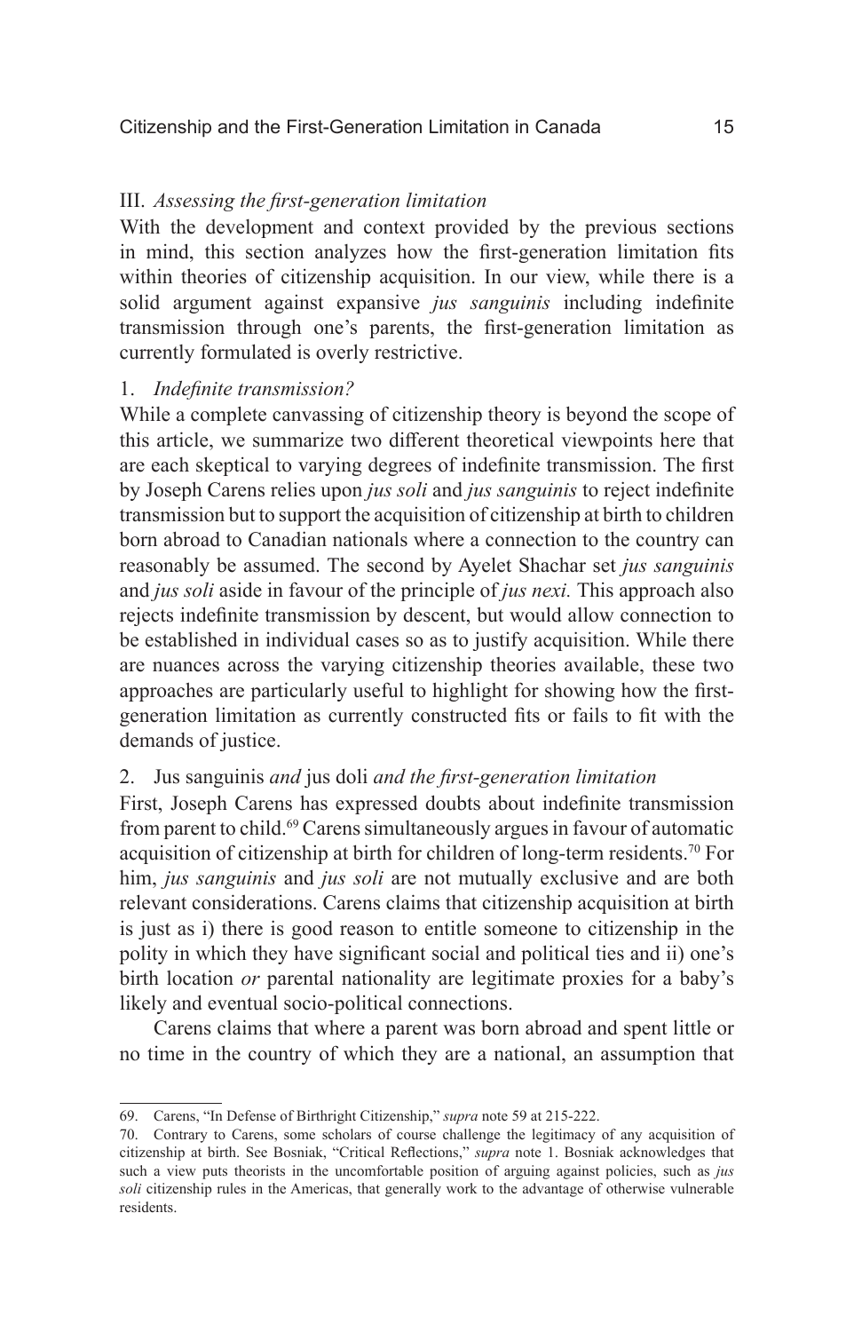### III. *Assessing the first-generation limitation*

With the development and context provided by the previous sections in mind, this section analyzes how the first-generation limitation fits within theories of citizenship acquisition. In our view, while there is a solid argument against expansive *jus sanguinis* including indefinite transmission through one's parents, the first-generation limitation as currently formulated is overly restrictive.

#### 1. *Indefinite transmission?*

While a complete canvassing of citizenship theory is beyond the scope of this article, we summarize two different theoretical viewpoints here that are each skeptical to varying degrees of indefinite transmission. The first by Joseph Carens relies upon *jus soli* and *jus sanguinis* to reject indefinite transmission but to support the acquisition of citizenship at birth to children born abroad to Canadian nationals where a connection to the country can reasonably be assumed. The second by Ayelet Shachar set *jus sanguinis* and *jus soli* aside in favour of the principle of *jus nexi.* This approach also rejects indefinite transmission by descent, but would allow connection to be established in individual cases so as to justify acquisition. While there are nuances across the varying citizenship theories available, these two approaches are particularly useful to highlight for showing how the first-generation limitation as currently constructed fits or fails to fit with the demands of justice.

#### 2. Jus sanguinis *and* jus doli *and the first-generation limitation*

First, Joseph Carens has expressed doubts about indefinite transmission from parent to child.[69] Carens simultaneously argues in favour of automatic acquisition of citizenship at birth for children of long-term residents.[70] For him, *jus sanguinis* and *jus soli* are not mutually exclusive and are both relevant considerations. Carens claims that citizenship acquisition at birth is just as i) there is good reason to entitle someone to citizenship in the polity in which they have significant social and political ties and ii) one's birth location *or* parental nationality are legitimate proxies for a baby's likely and eventual socio-political connections.

Carens claims that where a parent was born abroad and spent little or no time in the country of which they are a national, an assumption that

---

69. Carens, "In Defense of Birthright Citizenship," *supra* note 59 at 215-222.

70. Contrary to Carens, some scholars of course challenge the legitimacy of any acquisition of citizenship at birth. See Bosniak, "Critical Reflections," *supra* note 1. Bosniak acknowledges that such a view puts theorists in the uncomfortable position of arguing against policies, such as *jus soli* citizenship rules in the Americas, that generally work to the advantage of otherwise vulnerable residents.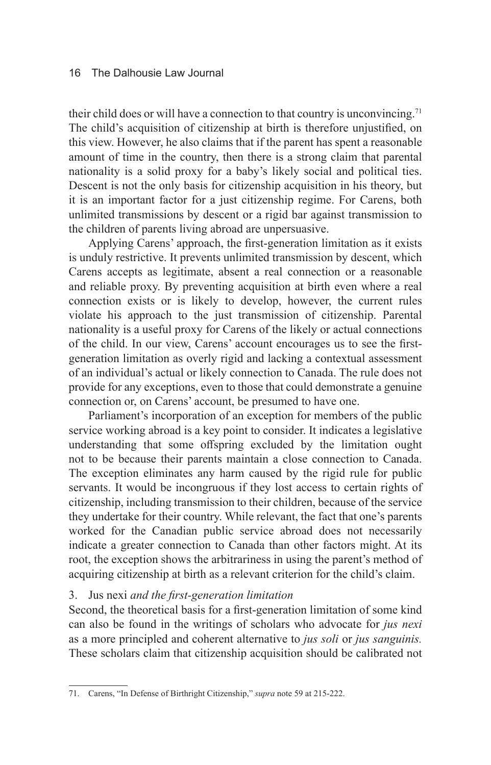their child does or will have a connection to that country is unconvincing.[71] The child's acquisition of citizenship at birth is therefore unjustified, on this view. However, he also claims that if the parent has spent a reasonable amount of time in the country, then there is a strong claim that parental nationality is a solid proxy for a baby's likely social and political ties. Descent is not the only basis for citizenship acquisition in his theory, but it is an important factor for a just citizenship regime. For Carens, both unlimited transmissions by descent or a rigid bar against transmission to the children of parents living abroad are unpersuasive.

Applying Carens' approach, the first-generation limitation as it exists is unduly restrictive. It prevents unlimited transmission by descent, which Carens accepts as legitimate, absent a real connection or a reasonable and reliable proxy. By preventing acquisition at birth even where a real connection exists or is likely to develop, however, the current rules violate his approach to the just transmission of citizenship. Parental nationality is a useful proxy for Carens of the likely or actual connections of the child. In our view, Carens' account encourages us to see the first-generation limitation as overly rigid and lacking a contextual assessment of an individual's actual or likely connection to Canada. The rule does not provide for any exceptions, even to those that could demonstrate a genuine connection or, on Carens' account, be presumed to have one.

Parliament's incorporation of an exception for members of the public service working abroad is a key point to consider. It indicates a legislative understanding that some offspring excluded by the limitation ought not to be because their parents maintain a close connection to Canada. The exception eliminates any harm caused by the rigid rule for public servants. It would be incongruous if they lost access to certain rights of citizenship, including transmission to their children, because of the service they undertake for their country. While relevant, the fact that one's parents worked for the Canadian public service abroad does not necessarily indicate a greater connection to Canada than other factors might. At its root, the exception shows the arbitrariness in using the parent's method of acquiring citizenship at birth as a relevant criterion for the child's claim.

### 3. Jus nexi *and the first-generation limitation*

Second, the theoretical basis for a first-generation limitation of some kind can also be found in the writings of scholars who advocate for *jus nexi* as a more principled and coherent alternative to *jus soli* or *jus sanguinis.* These scholars claim that citizenship acquisition should be calibrated not

---

71. Carens, "In Defense of Birthright Citizenship," *supra* note 59 at 215-222.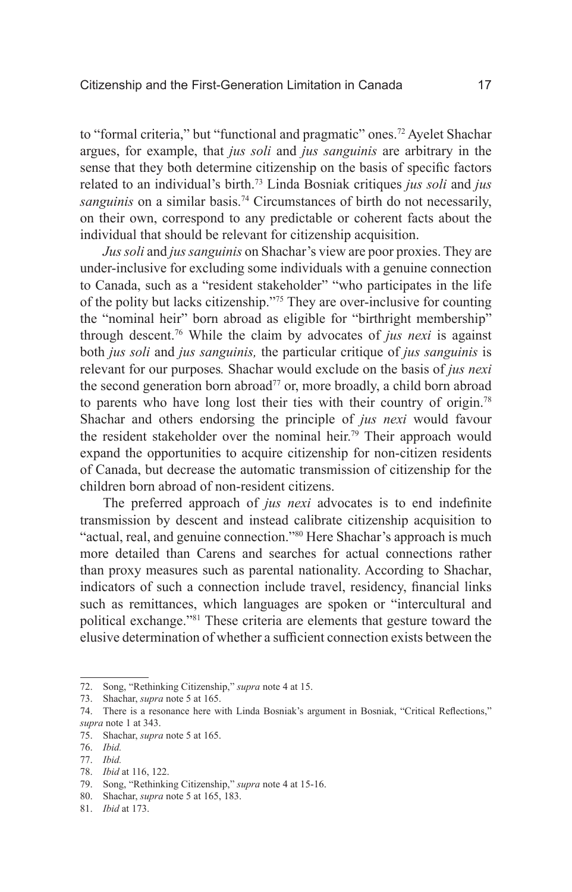to "formal criteria," but "functional and pragmatic" ones.[72] Ayelet Shachar argues, for example, that *jus soli* and *jus sanguinis* are arbitrary in the sense that they both determine citizenship on the basis of specific factors related to an individual's birth.[73] Linda Bosniak critiques *jus soli* and *jus sanguinis* on a similar basis.[74] Circumstances of birth do not necessarily, on their own, correspond to any predictable or coherent facts about the individual that should be relevant for citizenship acquisition.

*Jus soli* and *jus sanguinis* on Shachar's view are poor proxies. They are under-inclusive for excluding some individuals with a genuine connection to Canada, such as a "resident stakeholder" "who participates in the life of the polity but lacks citizenship."[75] They are over-inclusive for counting the "nominal heir" born abroad as eligible for "birthright membership" through descent.[76] While the claim by advocates of *jus nexi* is against both *jus soli* and *jus sanguinis,* the particular critique of *jus sanguinis* is relevant for our purposes*.* Shachar would exclude on the basis of *jus nexi* the second generation born abroad[77] or, more broadly, a child born abroad to parents who have long lost their ties with their country of origin.[78] Shachar and others endorsing the principle of *jus nexi* would favour the resident stakeholder over the nominal heir.[79] Their approach would expand the opportunities to acquire citizenship for non-citizen residents of Canada, but decrease the automatic transmission of citizenship for the children born abroad of non-resident citizens.

The preferred approach of *jus nexi* advocates is to end indefinite transmission by descent and instead calibrate citizenship acquisition to "actual, real, and genuine connection."[80] Here Shachar's approach is much more detailed than Carens and searches for actual connections rather than proxy measures such as parental nationality. According to Shachar, indicators of such a connection include travel, residency, financial links such as remittances, which languages are spoken or "intercultural and political exchange."[81] These criteria are elements that gesture toward the elusive determination of whether a sufficient connection exists between the

---

72. Song, "Rethinking Citizenship," *supra* note 4 at 15.
73. Shachar, *supra* note 5 at 165.
74. There is a resonance here with Linda Bosniak's argument in Bosniak, "Critical Reflections," *supra* note 1 at 343.
75. Shachar, *supra* note 5 at 165.
76. *Ibid.*
77. *Ibid.*
78. *Ibid* at 116, 122.
79. Song, "Rethinking Citizenship," *supra* note 4 at 15-16.
80. Shachar, *supra* note 5 at 165, 183.
81. *Ibid* at 173.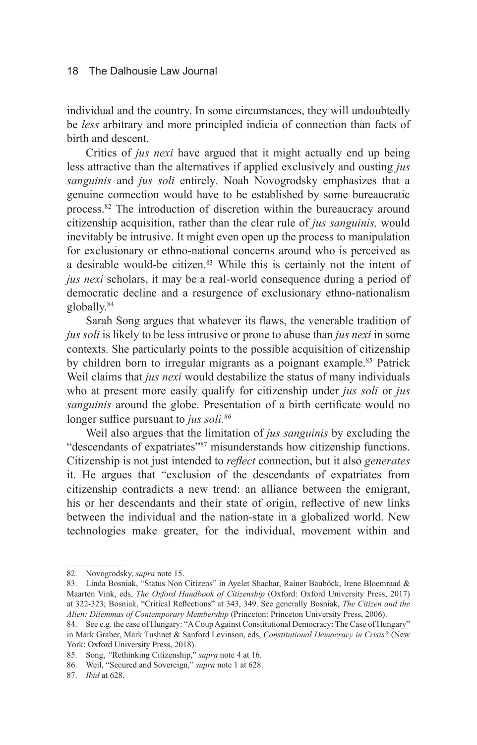individual and the country. In some circumstances, they will undoubtedly be *less* arbitrary and more principled indicia of connection than facts of birth and descent.

Critics of *jus nexi* have argued that it might actually end up being less attractive than the alternatives if applied exclusively and ousting *jus sanguinis* and *jus soli* entirely. Noah Novogrodsky emphasizes that a genuine connection would have to be established by some bureaucratic process.[82] The introduction of discretion within the bureaucracy around citizenship acquisition, rather than the clear rule of *jus sanguinis,* would inevitably be intrusive. It might even open up the process to manipulation for exclusionary or ethno-national concerns around who is perceived as a desirable would-be citizen.[83] While this is certainly not the intent of *jus nexi* scholars, it may be a real-world consequence during a period of democratic decline and a resurgence of exclusionary ethno-nationalism globally.[84]

Sarah Song argues that whatever its flaws, the venerable tradition of *jus soli* is likely to be less intrusive or prone to abuse than *jus nexi* in some contexts. She particularly points to the possible acquisition of citizenship by children born to irregular migrants as a poignant example.[85] Patrick Weil claims that *jus nexi* would destabilize the status of many individuals who at present more easily qualify for citizenship under *jus soli* or *jus sanguinis* around the globe. Presentation of a birth certificate would no longer suffice pursuant to *jus soli.*[86]

Weil also argues that the limitation of *jus sanguinis* by excluding the "descendants of expatriates"[87] misunderstands how citizenship functions. Citizenship is not just intended to *reflect* connection, but it also *generates* it. He argues that "exclusion of the descendants of expatriates from citizenship contradicts a new trend: an alliance between the emigrant, his or her descendants and their state of origin, reflective of new links between the individual and the nation-state in a globalized world. New technologies make greater, for the individual, movement within and

---

82. Novogrodsky, *supra* note 15.

83. Linda Bosniak, "Status Non Citizens" in Ayelet Shachar, Rainer Bauböck, Irene Bloemraad & Maarten Vink, eds, *The Oxford Handbook of Citizenship* (Oxford: Oxford University Press, 2017) at 322-323; Bosniak, "Critical Reflections" at 343, 349. See generally Bosniak, *The Citizen and the Alien: Dilemmas of Contemporary Membership* (Princeton: Princeton University Press, 2006).

84. See e.g. the case of Hungary: "A Coup Against Constitutional Democracy: The Case of Hungary" in Mark Graber, Mark Tushnet & Sanford Levinson, eds, *Constitutional Democracy in Crisis?* (New York: Oxford University Press, 2018).

85. Song, "Rethinking Citizenship," *supra* note 4 at 16.

86. Weil, "Secured and Sovereign," *supra* note 1 at 628.

87. *Ibid* at 628.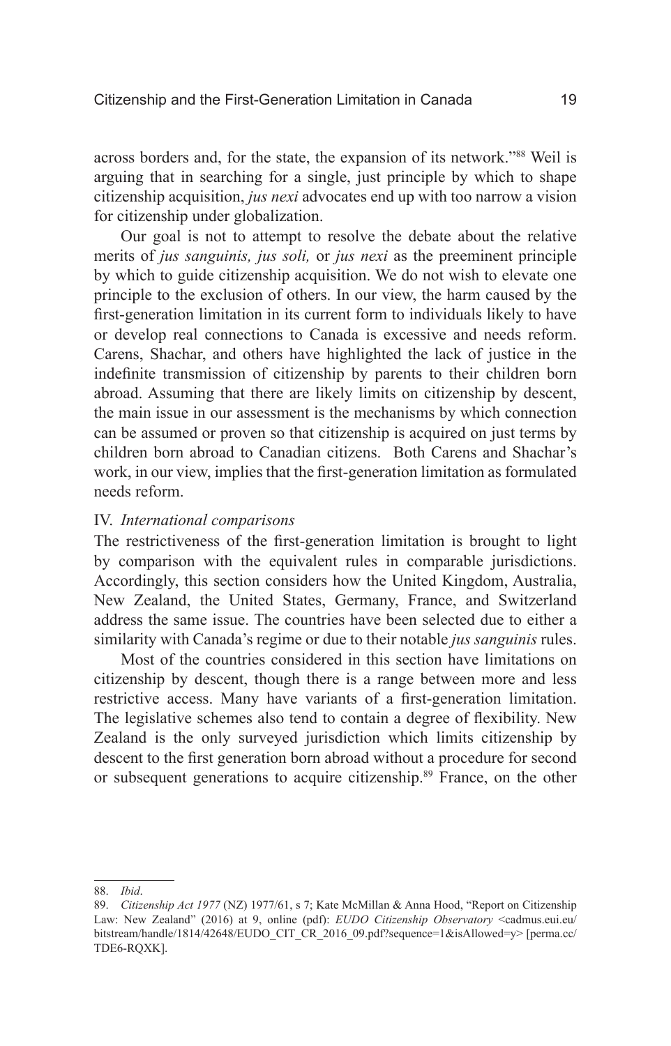across borders and, for the state, the expansion of its network."[88] Weil is arguing that in searching for a single, just principle by which to shape citizenship acquisition, *jus nexi* advocates end up with too narrow a vision for citizenship under globalization.

Our goal is not to attempt to resolve the debate about the relative merits of *jus sanguinis, jus soli,* or *jus nexi* as the preeminent principle by which to guide citizenship acquisition. We do not wish to elevate one principle to the exclusion of others. In our view, the harm caused by the first-generation limitation in its current form to individuals likely to have or develop real connections to Canada is excessive and needs reform. Carens, Shachar, and others have highlighted the lack of justice in the indefinite transmission of citizenship by parents to their children born abroad. Assuming that there are likely limits on citizenship by descent, the main issue in our assessment is the mechanisms by which connection can be assumed or proven so that citizenship is acquired on just terms by children born abroad to Canadian citizens. Both Carens and Shachar's work, in our view, implies that the first-generation limitation as formulated needs reform.

## IV. *International comparisons*

The restrictiveness of the first-generation limitation is brought to light by comparison with the equivalent rules in comparable jurisdictions. Accordingly, this section considers how the United Kingdom, Australia, New Zealand, the United States, Germany, France, and Switzerland address the same issue. The countries have been selected due to either a similarity with Canada's regime or due to their notable *jus sanguinis* rules.

Most of the countries considered in this section have limitations on citizenship by descent, though there is a range between more and less restrictive access. Many have variants of a first-generation limitation. The legislative schemes also tend to contain a degree of flexibility. New Zealand is the only surveyed jurisdiction which limits citizenship by descent to the first generation born abroad without a procedure for second or subsequent generations to acquire citizenship.[89] France, on the other

---

88. *Ibid*.

89. *Citizenship Act 1977* (NZ) 1977/61, s 7; Kate McMillan & Anna Hood, "Report on Citizenship Law: New Zealand" (2016) at 9, online (pdf): *EUDO Citizenship Observatory* <cadmus.eui.eu/bitstream/handle/1814/42648/EUDO_CIT_CR_2016_09.pdf?sequence=1&isAllowed=y> [perma.cc/TDE6-RQXK].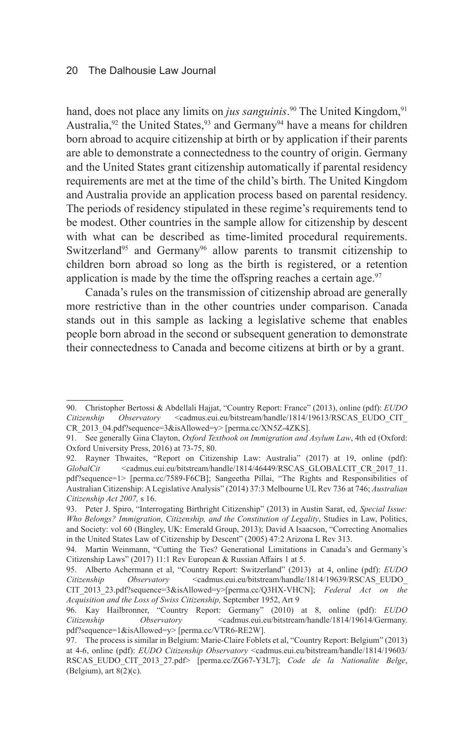hand, does not place any limits on *jus sanguinis*.[90] The United Kingdom,[91] Australia,[92] the United States,[93] and Germany[94] have a means for children born abroad to acquire citizenship at birth or by application if their parents are able to demonstrate a connectedness to the country of origin. Germany and the United States grant citizenship automatically if parental residency requirements are met at the time of the child's birth. The United Kingdom and Australia provide an application process based on parental residency. The periods of residency stipulated in these regime's requirements tend to be modest. Other countries in the sample allow for citizenship by descent with what can be described as time-limited procedural requirements. Switzerland[95] and Germany[96] allow parents to transmit citizenship to children born abroad so long as the birth is registered, or a retention application is made by the time the offspring reaches a certain age.[97]

Canada's rules on the transmission of citizenship abroad are generally more restrictive than in the other countries under comparison. Canada stands out in this sample as lacking a legislative scheme that enables people born abroad in the second or subsequent generation to demonstrate their connectedness to Canada and become citizens at birth or by a grant.

---

90. Christopher Bertossi & Abdellali Hajjat, "Country Report: France" (2013), online (pdf): *EUDO Citizenship Observatory* <cadmus.eui.eu/bitstream/handle/1814/19613/RSCAS_EUDO_CIT_CR_2013_04.pdf?sequence=3&isAllowed=y> [perma.cc/XN5Z-4ZKS].

91. See generally Gina Clayton, *Oxford Textbook on Immigration and Asylum Law*, 4th ed (Oxford: Oxford University Press, 2016) at 73-75, 80.

92. Rayner Thwaites, "Report on Citizenship Law: Australia" (2017) at 19, online (pdf): *GlobalCit* <cadmus.eui.eu/bitstream/handle/1814/46449/RSCAS_GLOBALCIT_CR_2017_11.pdf?sequence=1> [perma.cc/7589-F6CB]; Sangeetha Pillai, "The Rights and Responsibilities of Australian Citizenship: A Legislative Analysis" (2014) 37:3 Melbourne UL Rev 736 at 746; *Australian Citizenship Act 2007,* s 16.

93. Peter J. Spiro, "Interrogating Birthright Citizenship" (2013) in Austin Sarat, ed, *Special Issue: Who Belongs? Immigration, Citizenship, and the Constitution of Legality*, Studies in Law, Politics, and Society: vol 60 (Bingley, UK: Emerald Group, 2013); David A Isaacson, "Correcting Anomalies in the United States Law of Citizenship by Descent" (2005) 47:2 Arizona L Rev 313.

94. Martin Weinmann, "Cutting the Ties? Generational Limitations in Canada's and Germany's Citizenship Laws" (2017) 11:1 Rev European & Russian Affairs 1 at 5.

95. Alberto Achermann et al, "Country Report: Switzerland" (2013) at 4, online (pdf): *EUDO Citizenship Observatory* <cadmus.eui.eu/bitstream/handle/1814/19639/RSCAS_EUDO_CIT_2013_23.pdf?sequence=3&isAllowed=y>[perma.cc/Q3HX-VHCN]; *Federal Act on the Acquisition and the Loss of Swiss Citizenship,* September 1952, Art 9

96. Kay Hailbronner, "Country Report: Germany" (2010) at 8, online (pdf): *EUDO Citizenship Observatory* <cadmus.eui.eu/bitstream/handle/1814/19614/Germany.pdf?sequence=1&isAllowed=y> [perma.cc/VTR6-RE2W].

97. The process is similar in Belgium: Marie-Claire Foblets et al, "Country Report: Belgium" (2013) at 4-6, online (pdf): *EUDO Citizenship Observatory* <cadmus.eui.eu/bitstream/handle/1814/19603/RSCAS_EUDO_CIT_2013_27.pdf> [perma.cc/ZG67-Y3L7]; *Code de la Nationalite Belge*, (Belgium), art 8(2)(c).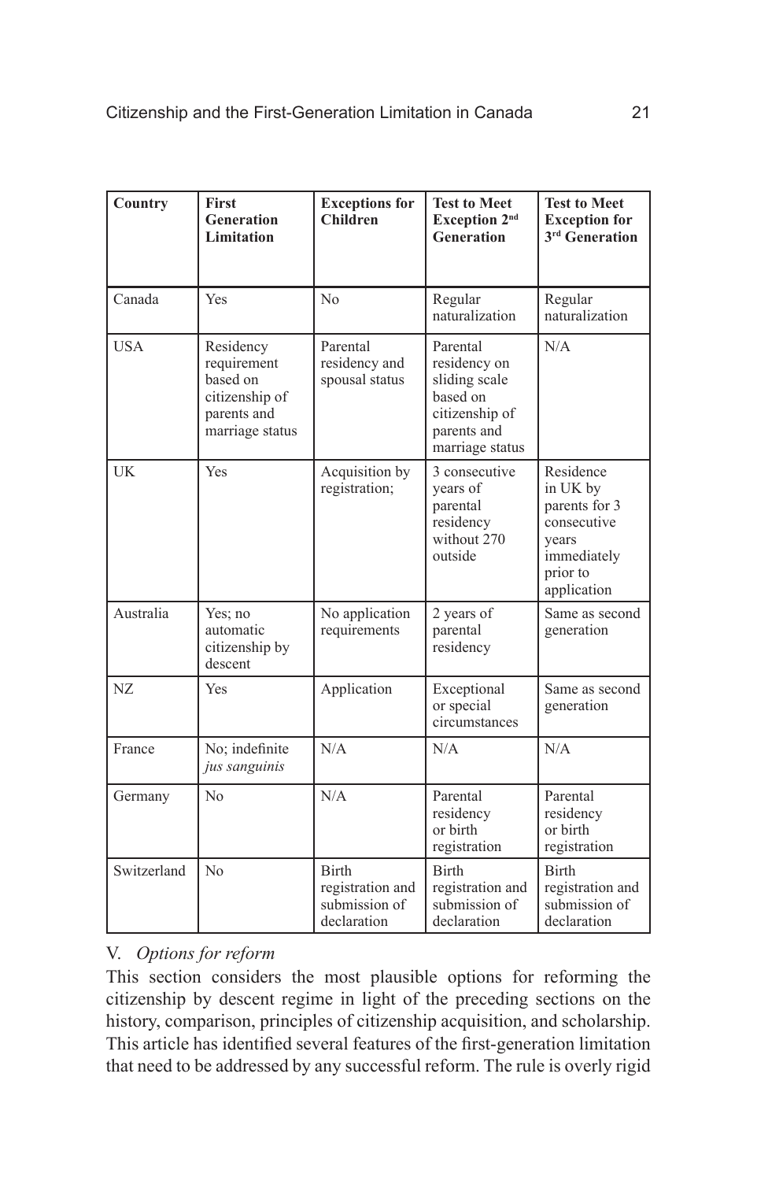| Country | First Generation Limitation | Exceptions for Children | Test to Meet Exception 2nd Generation | Test to Meet Exception for 3rd Generation |
|---|---|---|---|---|
| Canada | Yes | No | Regular naturalization | Regular naturalization |
| USA | Residency requirement based on citizenship of parents and marriage status | Parental residency and spousal status | Parental residency on sliding scale based on citizenship of parents and marriage status | N/A |
| UK | Yes | Acquisition by registration; | 3 consecutive years of parental residency without 270 outside | Residence in UK by parents for 3 consecutive years immediately prior to application |
| Australia | Yes; no automatic citizenship by descent | No application requirements | 2 years of parental residency | Same as second generation |
| NZ | Yes | Application | Exceptional or special circumstances | Same as second generation |
| France | No; indefinite *jus sanguinis* | N/A | N/A | N/A |
| Germany | No | N/A | Parental residency or birth registration | Parental residency or birth registration |
| Switzerland | No | Birth registration and submission of declaration | Birth registration and submission of declaration | Birth registration and submission of declaration |

## V. *Options for reform*

This section considers the most plausible options for reforming the citizenship by descent regime in light of the preceding sections on the history, comparison, principles of citizenship acquisition, and scholarship. This article has identified several features of the first-generation limitation that need to be addressed by any successful reform. The rule is overly rigid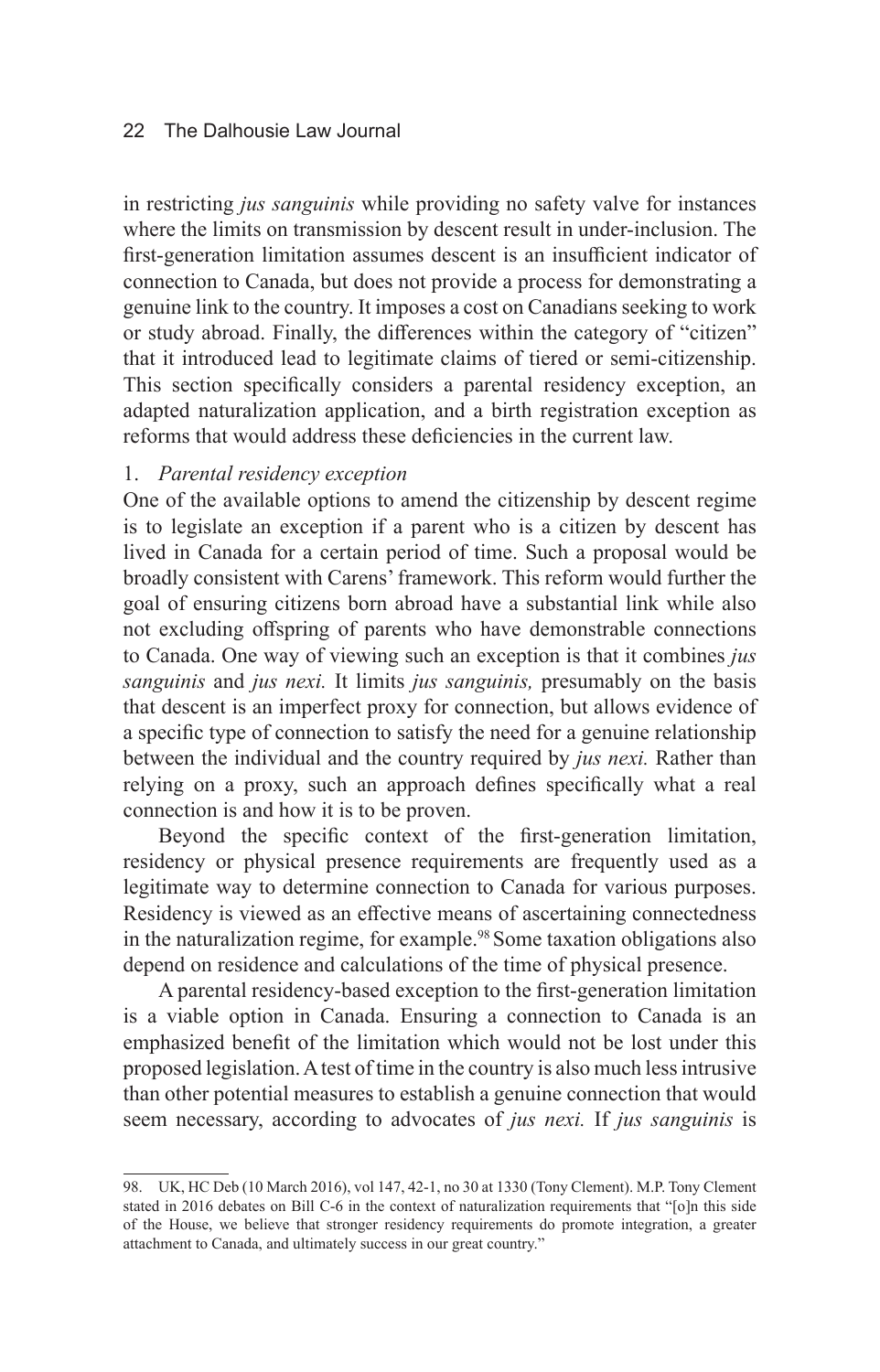in restricting *jus sanguinis* while providing no safety valve for instances where the limits on transmission by descent result in under-inclusion. The first-generation limitation assumes descent is an insufficient indicator of connection to Canada, but does not provide a process for demonstrating a genuine link to the country. It imposes a cost on Canadians seeking to work or study abroad. Finally, the differences within the category of "citizen" that it introduced lead to legitimate claims of tiered or semi-citizenship. This section specifically considers a parental residency exception, an adapted naturalization application, and a birth registration exception as reforms that would address these deficiencies in the current law.

1. *Parental residency exception*

One of the available options to amend the citizenship by descent regime is to legislate an exception if a parent who is a citizen by descent has lived in Canada for a certain period of time. Such a proposal would be broadly consistent with Carens' framework. This reform would further the goal of ensuring citizens born abroad have a substantial link while also not excluding offspring of parents who have demonstrable connections to Canada. One way of viewing such an exception is that it combines *jus sanguinis* and *jus nexi.* It limits *jus sanguinis,* presumably on the basis that descent is an imperfect proxy for connection, but allows evidence of a specific type of connection to satisfy the need for a genuine relationship between the individual and the country required by *jus nexi.* Rather than relying on a proxy, such an approach defines specifically what a real connection is and how it is to be proven.

Beyond the specific context of the first-generation limitation, residency or physical presence requirements are frequently used as a legitimate way to determine connection to Canada for various purposes. Residency is viewed as an effective means of ascertaining connectedness in the naturalization regime, for example.[98] Some taxation obligations also depend on residence and calculations of the time of physical presence.

A parental residency-based exception to the first-generation limitation is a viable option in Canada. Ensuring a connection to Canada is an emphasized benefit of the limitation which would not be lost under this proposed legislation. A test of time in the country is also much less intrusive than other potential measures to establish a genuine connection that would seem necessary, according to advocates of *jus nexi.* If *jus sanguinis* is

98. UK, HC Deb (10 March 2016), vol 147, 42-1, no 30 at 1330 (Tony Clement). M.P. Tony Clement stated in 2016 debates on Bill C-6 in the context of naturalization requirements that "[o]n this side of the House, we believe that stronger residency requirements do promote integration, a greater attachment to Canada, and ultimately success in our great country."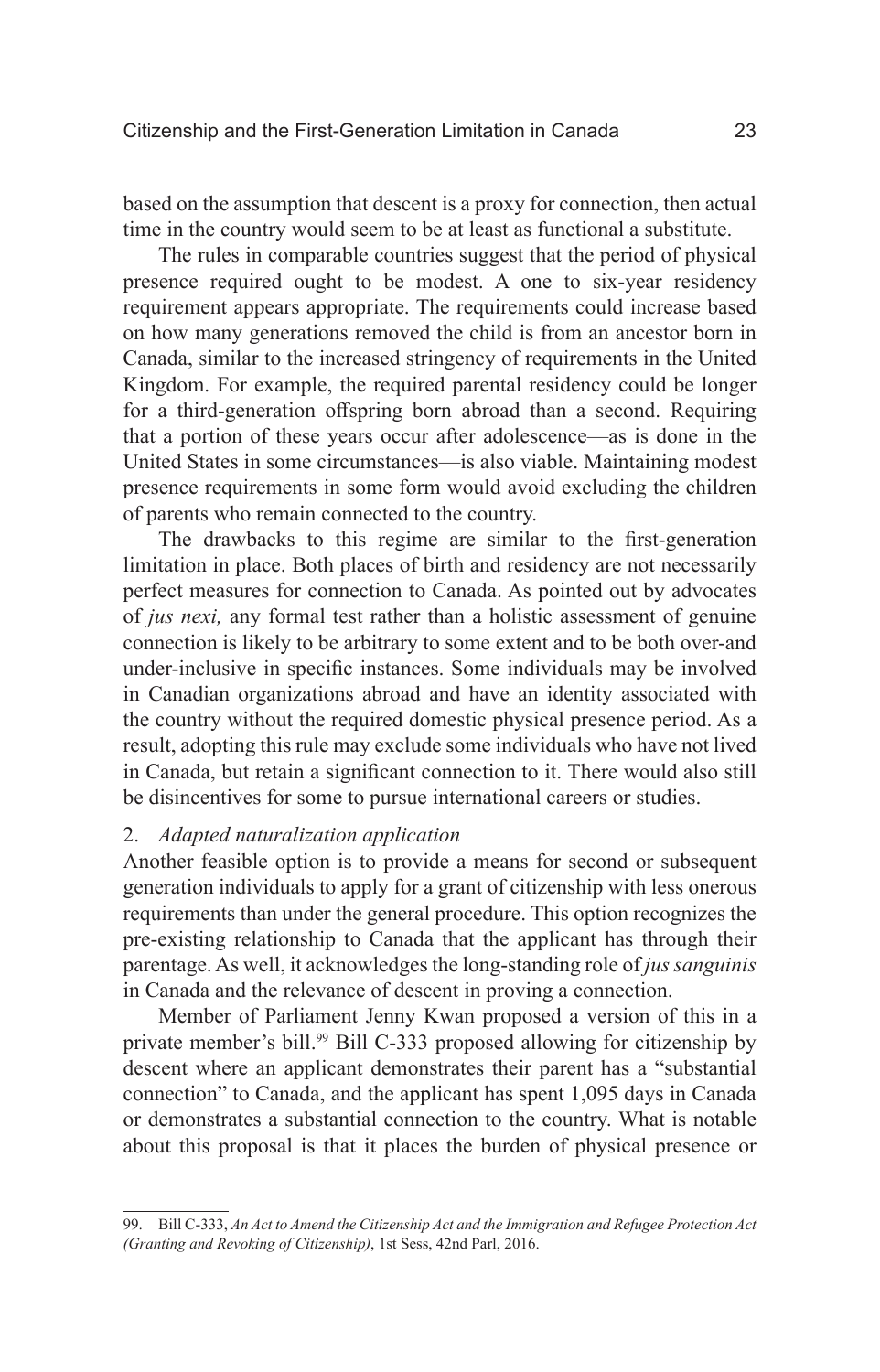based on the assumption that descent is a proxy for connection, then actual time in the country would seem to be at least as functional a substitute.

The rules in comparable countries suggest that the period of physical presence required ought to be modest. A one to six-year residency requirement appears appropriate. The requirements could increase based on how many generations removed the child is from an ancestor born in Canada, similar to the increased stringency of requirements in the United Kingdom. For example, the required parental residency could be longer for a third-generation offspring born abroad than a second. Requiring that a portion of these years occur after adolescence—as is done in the United States in some circumstances—is also viable. Maintaining modest presence requirements in some form would avoid excluding the children of parents who remain connected to the country.

The drawbacks to this regime are similar to the first-generation limitation in place. Both places of birth and residency are not necessarily perfect measures for connection to Canada. As pointed out by advocates of *jus nexi,* any formal test rather than a holistic assessment of genuine connection is likely to be arbitrary to some extent and to be both over-and under-inclusive in specific instances. Some individuals may be involved in Canadian organizations abroad and have an identity associated with the country without the required domestic physical presence period. As a result, adopting this rule may exclude some individuals who have not lived in Canada, but retain a significant connection to it. There would also still be disincentives for some to pursue international careers or studies.

2. *Adapted naturalization application*

Another feasible option is to provide a means for second or subsequent generation individuals to apply for a grant of citizenship with less onerous requirements than under the general procedure. This option recognizes the pre-existing relationship to Canada that the applicant has through their parentage. As well, it acknowledges the long-standing role of *jus sanguinis* in Canada and the relevance of descent in proving a connection.

Member of Parliament Jenny Kwan proposed a version of this in a private member's bill.[99] Bill C-333 proposed allowing for citizenship by descent where an applicant demonstrates their parent has a "substantial connection" to Canada, and the applicant has spent 1,095 days in Canada or demonstrates a substantial connection to the country. What is notable about this proposal is that it places the burden of physical presence or

99. Bill C-333, *An Act to Amend the Citizenship Act and the Immigration and Refugee Protection Act (Granting and Revoking of Citizenship)*, 1st Sess, 42nd Parl, 2016.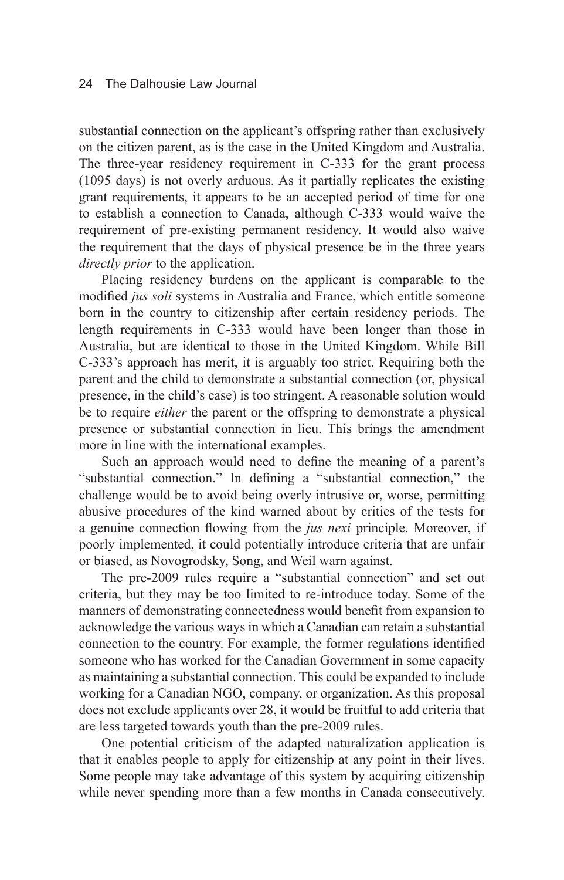substantial connection on the applicant's offspring rather than exclusively on the citizen parent, as is the case in the United Kingdom and Australia. The three-year residency requirement in C-333 for the grant process (1095 days) is not overly arduous. As it partially replicates the existing grant requirements, it appears to be an accepted period of time for one to establish a connection to Canada, although C-333 would waive the requirement of pre-existing permanent residency. It would also waive the requirement that the days of physical presence be in the three years *directly prior* to the application.

Placing residency burdens on the applicant is comparable to the modified *jus soli* systems in Australia and France, which entitle someone born in the country to citizenship after certain residency periods. The length requirements in C-333 would have been longer than those in Australia, but are identical to those in the United Kingdom. While Bill C-333's approach has merit, it is arguably too strict. Requiring both the parent and the child to demonstrate a substantial connection (or, physical presence, in the child's case) is too stringent. A reasonable solution would be to require *either* the parent or the offspring to demonstrate a physical presence or substantial connection in lieu. This brings the amendment more in line with the international examples.

Such an approach would need to define the meaning of a parent's "substantial connection." In defining a "substantial connection," the challenge would be to avoid being overly intrusive or, worse, permitting abusive procedures of the kind warned about by critics of the tests for a genuine connection flowing from the *jus nexi* principle. Moreover, if poorly implemented, it could potentially introduce criteria that are unfair or biased, as Novogrodsky, Song, and Weil warn against.

The pre-2009 rules require a "substantial connection" and set out criteria, but they may be too limited to re-introduce today. Some of the manners of demonstrating connectedness would benefit from expansion to acknowledge the various ways in which a Canadian can retain a substantial connection to the country. For example, the former regulations identified someone who has worked for the Canadian Government in some capacity as maintaining a substantial connection. This could be expanded to include working for a Canadian NGO, company, or organization. As this proposal does not exclude applicants over 28, it would be fruitful to add criteria that are less targeted towards youth than the pre-2009 rules.

One potential criticism of the adapted naturalization application is that it enables people to apply for citizenship at any point in their lives. Some people may take advantage of this system by acquiring citizenship while never spending more than a few months in Canada consecutively.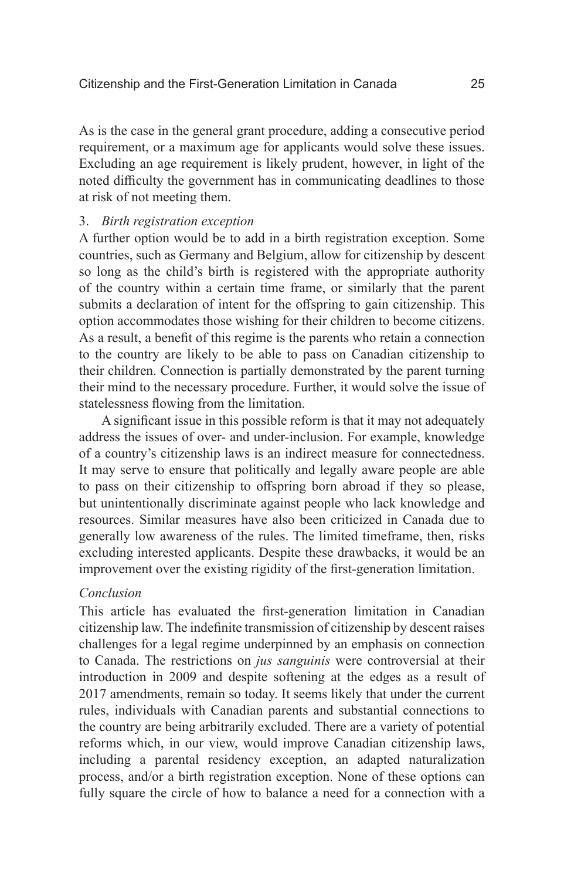As is the case in the general grant procedure, adding a consecutive period requirement, or a maximum age for applicants would solve these issues. Excluding an age requirement is likely prudent, however, in light of the noted difficulty the government has in communicating deadlines to those at risk of not meeting them.

3. *Birth registration exception*

A further option would be to add in a birth registration exception. Some countries, such as Germany and Belgium, allow for citizenship by descent so long as the child's birth is registered with the appropriate authority of the country within a certain time frame, or similarly that the parent submits a declaration of intent for the offspring to gain citizenship. This option accommodates those wishing for their children to become citizens. As a result, a benefit of this regime is the parents who retain a connection to the country are likely to be able to pass on Canadian citizenship to their children. Connection is partially demonstrated by the parent turning their mind to the necessary procedure. Further, it would solve the issue of statelessness flowing from the limitation.

A significant issue in this possible reform is that it may not adequately address the issues of over- and under-inclusion. For example, knowledge of a country's citizenship laws is an indirect measure for connectedness. It may serve to ensure that politically and legally aware people are able to pass on their citizenship to offspring born abroad if they so please, but unintentionally discriminate against people who lack knowledge and resources. Similar measures have also been criticized in Canada due to generally low awareness of the rules. The limited timeframe, then, risks excluding interested applicants. Despite these drawbacks, it would be an improvement over the existing rigidity of the first-generation limitation.

## *Conclusion*

This article has evaluated the first-generation limitation in Canadian citizenship law. The indefinite transmission of citizenship by descent raises challenges for a legal regime underpinned by an emphasis on connection to Canada. The restrictions on *jus sanguinis* were controversial at their introduction in 2009 and despite softening at the edges as a result of 2017 amendments, remain so today. It seems likely that under the current rules, individuals with Canadian parents and substantial connections to the country are being arbitrarily excluded. There are a variety of potential reforms which, in our view, would improve Canadian citizenship laws, including a parental residency exception, an adapted naturalization process, and/or a birth registration exception. None of these options can fully square the circle of how to balance a need for a connection with a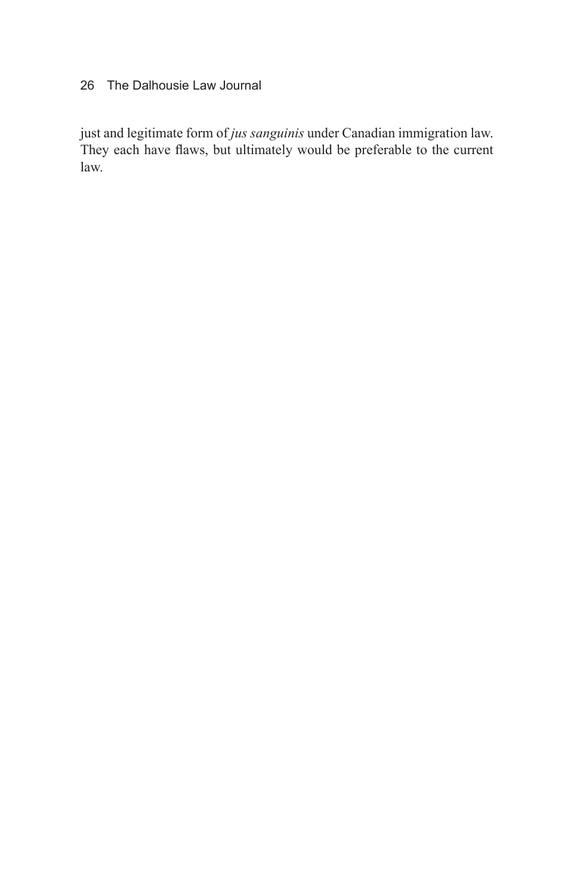just and legitimate form of *jus sanguinis* under Canadian immigration law. They each have flaws, but ultimately would be preferable to the current law.